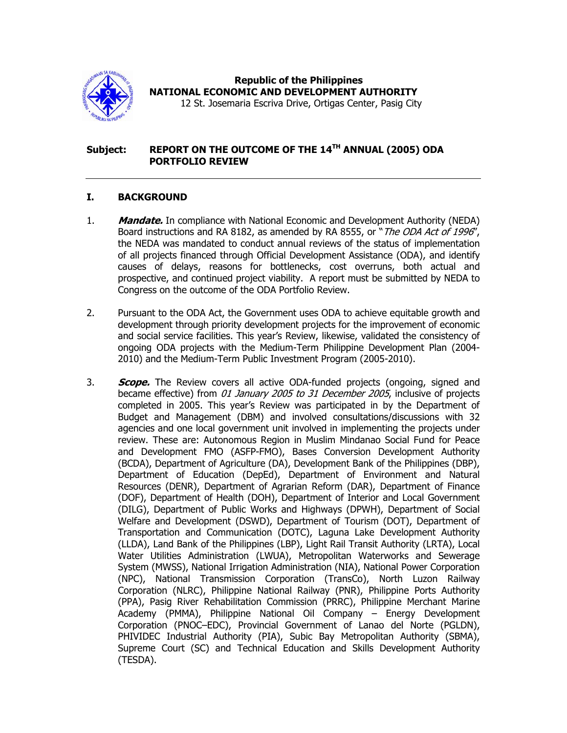**Republic of the Philippines**
**NATIONAL ECONOMIC AND DEVELOPMENT AUTHORITY**
12 St. Josemaria Escriva Drive, Ortigas Center, Pasig City

**Subject: REPORT ON THE OUTCOME OF THE 14TH ANNUAL (2005) ODA PORTFOLIO REVIEW**

---

## I. BACKGROUND

1. ***Mandate.*** In compliance with National Economic and Development Authority (NEDA) Board instructions and RA 8182, as amended by RA 8555, or "*The ODA Act of 1996*", the NEDA was mandated to conduct annual reviews of the status of implementation of all projects financed through Official Development Assistance (ODA), and identify causes of delays, reasons for bottlenecks, cost overruns, both actual and prospective, and continued project viability. A report must be submitted by NEDA to Congress on the outcome of the ODA Portfolio Review.

2. Pursuant to the ODA Act, the Government uses ODA to achieve equitable growth and development through priority development projects for the improvement of economic and social service facilities. This year's Review, likewise, validated the consistency of ongoing ODA projects with the Medium-Term Philippine Development Plan (2004-2010) and the Medium-Term Public Investment Program (2005-2010).

3. ***Scope.*** The Review covers all active ODA-funded projects (ongoing, signed and became effective) from *01 January 2005 to 31 December 2005*, inclusive of projects completed in 2005. This year's Review was participated in by the Department of Budget and Management (DBM) and involved consultations/discussions with 32 agencies and one local government unit involved in implementing the projects under review. These are: Autonomous Region in Muslim Mindanao Social Fund for Peace and Development FMO (ASFP-FMO), Bases Conversion Development Authority (BCDA), Department of Agriculture (DA), Development Bank of the Philippines (DBP), Department of Education (DepEd), Department of Environment and Natural Resources (DENR), Department of Agrarian Reform (DAR), Department of Finance (DOF), Department of Health (DOH), Department of Interior and Local Government (DILG), Department of Public Works and Highways (DPWH), Department of Social Welfare and Development (DSWD), Department of Tourism (DOT), Department of Transportation and Communication (DOTC), Laguna Lake Development Authority (LLDA), Land Bank of the Philippines (LBP), Light Rail Transit Authority (LRTA), Local Water Utilities Administration (LWUA), Metropolitan Waterworks and Sewerage System (MWSS), National Irrigation Administration (NIA), National Power Corporation (NPC), National Transmission Corporation (TransCo), North Luzon Railway Corporation (NLRC), Philippine National Railway (PNR), Philippine Ports Authority (PPA), Pasig River Rehabilitation Commission (PRRC), Philippine Merchant Marine Academy (PMMA), Philippine National Oil Company – Energy Development Corporation (PNOC–EDC), Provincial Government of Lanao del Norte (PGLDN), PHIVIDEC Industrial Authority (PIA), Subic Bay Metropolitan Authority (SBMA), Supreme Court (SC) and Technical Education and Skills Development Authority (TESDA).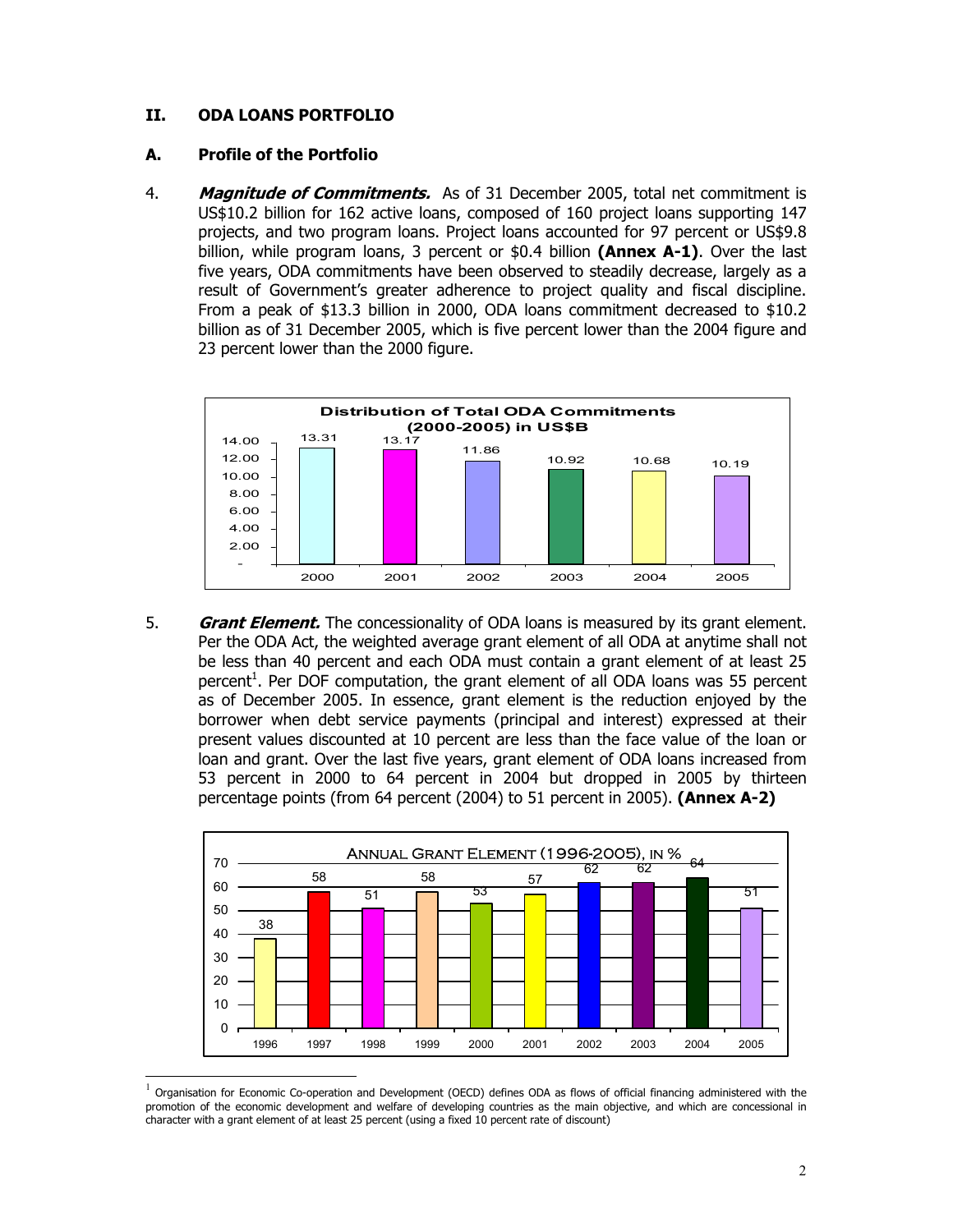## II. ODA LOANS PORTFOLIO

### A. Profile of the Portfolio

4. ***Magnitude of Commitments.*** As of 31 December 2005, total net commitment is US$10.2 billion for 162 active loans, composed of 160 project loans supporting 147 projects, and two program loans. Project loans accounted for 97 percent or US$9.8 billion, while program loans, 3 percent or $0.4 billion **(Annex A-1)**. Over the last five years, ODA commitments have been observed to steadily decrease, largely as a result of Government's greater adherence to project quality and fiscal discipline. From a peak of $13.3 billion in 2000, ODA loans commitment decreased to $10.2 billion as of 31 December 2005, which is five percent lower than the 2004 figure and 23 percent lower than the 2000 figure.

**Distribution of Total ODA Commitments (2000-2005) in US$B**

| Year | 2000 | 2001 | 2002 | 2003 | 2004 | 2005 |
|---|---|---|---|---|---|---|
| US$B | 13.31 | 13.17 | 11.86 | 10.92 | 10.68 | 10.19 |

5. ***Grant Element.*** The concessionality of ODA loans is measured by its grant element. Per the ODA Act, the weighted average grant element of all ODA at anytime shall not be less than 40 percent and each ODA must contain a grant element of at least 25 percent[1]. Per DOF computation, the grant element of all ODA loans was 55 percent as of December 2005. In essence, grant element is the reduction enjoyed by the borrower when debt service payments (principal and interest) expressed at their present values discounted at 10 percent are less than the face value of the loan or loan and grant. Over the last five years, grant element of ODA loans increased from 53 percent in 2000 to 64 percent in 2004 but dropped in 2005 by thirteen percentage points (from 64 percent (2004) to 51 percent in 2005). **(Annex A-2)**

**Annual Grant Element (1996-2005), in %**

| Year | 1996 | 1997 | 1998 | 1999 | 2000 | 2001 | 2002 | 2003 | 2004 | 2005 |
|---|---|---|---|---|---|---|---|---|---|---|
| % | 38 | 58 | 51 | 58 | 53 | 57 | 62 | 62 | 64 | 51 |

[1] Organisation for Economic Co-operation and Development (OECD) defines ODA as flows of official financing administered with the promotion of the economic development and welfare of developing countries as the main objective, and which are concessional in character with a grant element of at least 25 percent (using a fixed 10 percent rate of discount)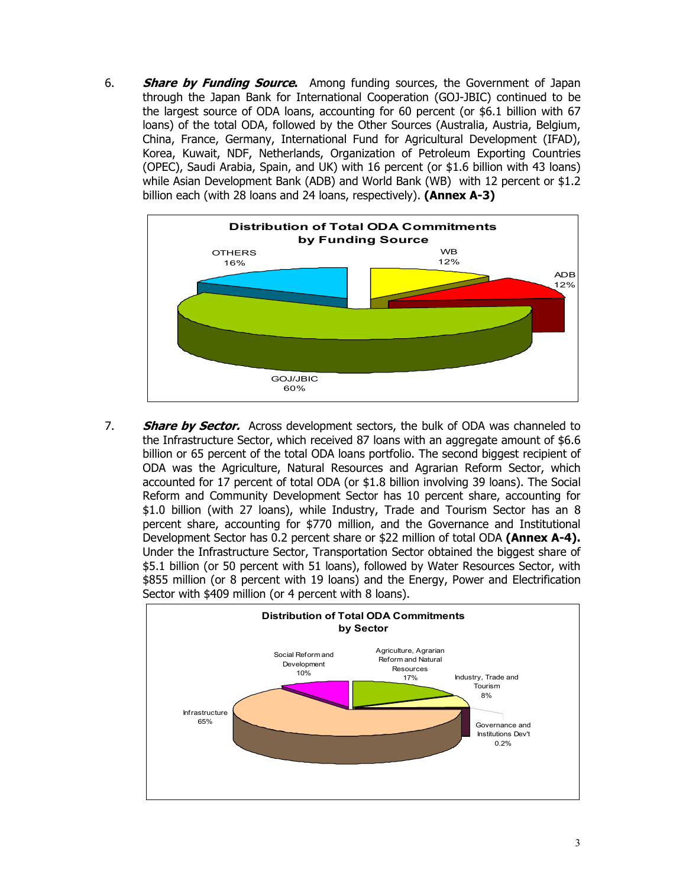6. ***Share by Funding Source.*** Among funding sources, the Government of Japan through the Japan Bank for International Cooperation (GOJ-JBIC) continued to be the largest source of ODA loans, accounting for 60 percent (or $6.1 billion with 67 loans) of the total ODA, followed by the Other Sources (Australia, Austria, Belgium, China, France, Germany, International Fund for Agricultural Development (IFAD), Korea, Kuwait, NDF, Netherlands, Organization of Petroleum Exporting Countries (OPEC), Saudi Arabia, Spain, and UK) with 16 percent (or $1.6 billion with 43 loans) while Asian Development Bank (ADB) and World Bank (WB) with 12 percent or $1.2 billion each (with 28 loans and 24 loans, respectively). **(Annex A-3)**

**Distribution of Total ODA Commitments by Funding Source**

OTHERS 16%
WB 12%
ADB 12%
GOJ/JBIC 60%

7. ***Share by Sector.*** Across development sectors, the bulk of ODA was channeled to the Infrastructure Sector, which received 87 loans with an aggregate amount of $6.6 billion or 65 percent of the total ODA loans portfolio. The second biggest recipient of ODA was the Agriculture, Natural Resources and Agrarian Reform Sector, which accounted for 17 percent of total ODA (or $1.8 billion involving 39 loans). The Social Reform and Community Development Sector has 10 percent share, accounting for $1.0 billion (with 27 loans), while Industry, Trade and Tourism Sector has an 8 percent share, accounting for $770 million, and the Governance and Institutional Development Sector has 0.2 percent share or $22 million of total ODA **(Annex A-4).** Under the Infrastructure Sector, Transportation Sector obtained the biggest share of $5.1 billion (or 50 percent with 51 loans), followed by Water Resources Sector, with $855 million (or 8 percent with 19 loans) and the Energy, Power and Electrification Sector with $409 million (or 4 percent with 8 loans).

**Distribution of Total ODA Commitments by Sector**

Social Reform and Development 10%
Agriculture, Agrarian Reform and Natural Resources 17%
Industry, Trade and Tourism 8%
Governance and Institutions Dev't 0.2%
Infrastructure 65%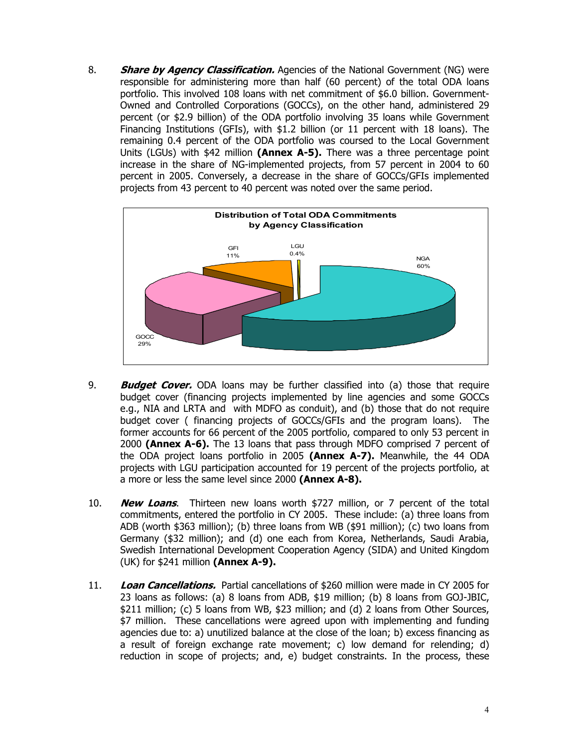8. ***Share by Agency Classification.*** Agencies of the National Government (NG) were responsible for administering more than half (60 percent) of the total ODA loans portfolio. This involved 108 loans with net commitment of $6.0 billion. Government-Owned and Controlled Corporations (GOCCs), on the other hand, administered 29 percent (or $2.9 billion) of the ODA portfolio involving 35 loans while Government Financing Institutions (GFIs), with $1.2 billion (or 11 percent with 18 loans). The remaining 0.4 percent of the ODA portfolio was coursed to the Local Government Units (LGUs) with $42 million **(Annex A-5).** There was a three percentage point increase in the share of NG-implemented projects, from 57 percent in 2004 to 60 percent in 2005. Conversely, a decrease in the share of GOCCs/GFIs implemented projects from 43 percent to 40 percent was noted over the same period.

**Distribution of Total ODA Commitments by Agency Classification**

| Agency Classification | Share |
|---|---|
| NGA | 60% |
| GOCC | 29% |
| GFI | 11% |
| LGU | 0.4% |

9. ***Budget Cover.*** ODA loans may be further classified into (a) those that require budget cover (financing projects implemented by line agencies and some GOCCs e.g., NIA and LRTA and with MDFO as conduit), and (b) those that do not require budget cover ( financing projects of GOCCs/GFIs and the program loans). The former accounts for 66 percent of the 2005 portfolio, compared to only 53 percent in 2000 **(Annex A-6).** The 13 loans that pass through MDFO comprised 7 percent of the ODA project loans portfolio in 2005 **(Annex A-7).** Meanwhile, the 44 ODA projects with LGU participation accounted for 19 percent of the projects portfolio, at a more or less the same level since 2000 **(Annex A-8).**

10. ***New Loans***. Thirteen new loans worth $727 million, or 7 percent of the total commitments, entered the portfolio in CY 2005. These include: (a) three loans from ADB (worth $363 million); (b) three loans from WB ($91 million); (c) two loans from Germany ($32 million); and (d) one each from Korea, Netherlands, Saudi Arabia, Swedish International Development Cooperation Agency (SIDA) and United Kingdom (UK) for $241 million **(Annex A-9).**

11. ***Loan Cancellations.*** Partial cancellations of $260 million were made in CY 2005 for 23 loans as follows: (a) 8 loans from ADB, $19 million; (b) 8 loans from GOJ-JBIC, $211 million; (c) 5 loans from WB, $23 million; and (d) 2 loans from Other Sources, $7 million. These cancellations were agreed upon with implementing and funding agencies due to: a) unutilized balance at the close of the loan; b) excess financing as a result of foreign exchange rate movement; c) low demand for relending; d) reduction in scope of projects; and, e) budget constraints. In the process, these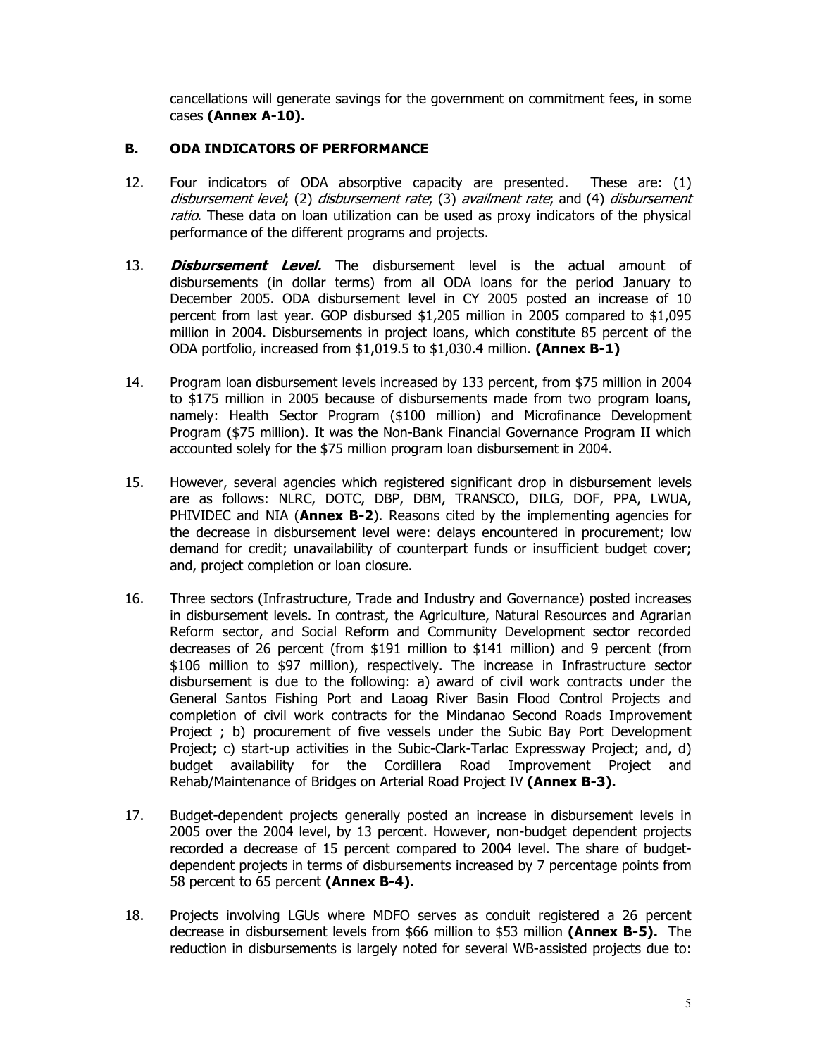cancellations will generate savings for the government on commitment fees, in some cases **(Annex A-10).**

## B. ODA INDICATORS OF PERFORMANCE

12. Four indicators of ODA absorptive capacity are presented. These are: (1) *disbursement level*; (2) *disbursement rate*; (3) *availment rate*; and (4) *disbursement ratio*. These data on loan utilization can be used as proxy indicators of the physical performance of the different programs and projects.

13. ***Disbursement Level.*** The disbursement level is the actual amount of disbursements (in dollar terms) from all ODA loans for the period January to December 2005. ODA disbursement level in CY 2005 posted an increase of 10 percent from last year. GOP disbursed $1,205 million in 2005 compared to $1,095 million in 2004. Disbursements in project loans, which constitute 85 percent of the ODA portfolio, increased from $1,019.5 to $1,030.4 million. **(Annex B-1)**

14. Program loan disbursement levels increased by 133 percent, from $75 million in 2004 to $175 million in 2005 because of disbursements made from two program loans, namely: Health Sector Program ($100 million) and Microfinance Development Program ($75 million). It was the Non-Bank Financial Governance Program II which accounted solely for the $75 million program loan disbursement in 2004.

15. However, several agencies which registered significant drop in disbursement levels are as follows: NLRC, DOTC, DBP, DBM, TRANSCO, DILG, DOF, PPA, LWUA, PHIVIDEC and NIA (**Annex B-2**). Reasons cited by the implementing agencies for the decrease in disbursement level were: delays encountered in procurement; low demand for credit; unavailability of counterpart funds or insufficient budget cover; and, project completion or loan closure.

16. Three sectors (Infrastructure, Trade and Industry and Governance) posted increases in disbursement levels. In contrast, the Agriculture, Natural Resources and Agrarian Reform sector, and Social Reform and Community Development sector recorded decreases of 26 percent (from $191 million to $141 million) and 9 percent (from $106 million to $97 million), respectively. The increase in Infrastructure sector disbursement is due to the following: a) award of civil work contracts under the General Santos Fishing Port and Laoag River Basin Flood Control Projects and completion of civil work contracts for the Mindanao Second Roads Improvement Project ; b) procurement of five vessels under the Subic Bay Port Development Project; c) start-up activities in the Subic-Clark-Tarlac Expressway Project; and, d) budget availability for the Cordillera Road Improvement Project and Rehab/Maintenance of Bridges on Arterial Road Project IV **(Annex B-3).**

17. Budget-dependent projects generally posted an increase in disbursement levels in 2005 over the 2004 level, by 13 percent. However, non-budget dependent projects recorded a decrease of 15 percent compared to 2004 level. The share of budget-dependent projects in terms of disbursements increased by 7 percentage points from 58 percent to 65 percent **(Annex B-4).**

18. Projects involving LGUs where MDFO serves as conduit registered a 26 percent decrease in disbursement levels from $66 million to $53 million **(Annex B-5).** The reduction in disbursements is largely noted for several WB-assisted projects due to: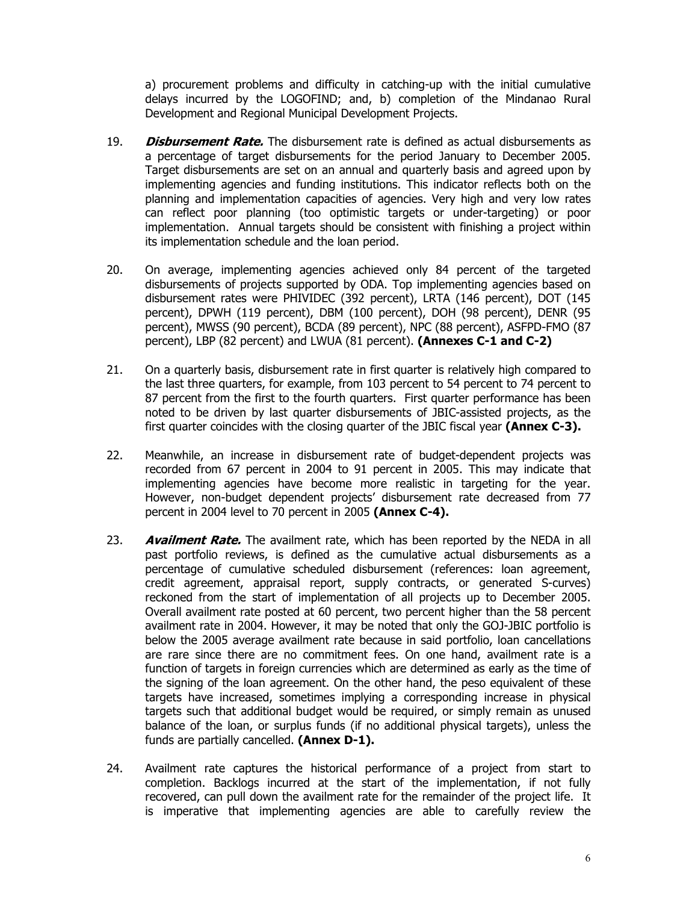a) procurement problems and difficulty in catching-up with the initial cumulative delays incurred by the LOGOFIND; and, b) completion of the Mindanao Rural Development and Regional Municipal Development Projects.

19. ***Disbursement Rate.*** The disbursement rate is defined as actual disbursements as a percentage of target disbursements for the period January to December 2005. Target disbursements are set on an annual and quarterly basis and agreed upon by implementing agencies and funding institutions. This indicator reflects both on the planning and implementation capacities of agencies. Very high and very low rates can reflect poor planning (too optimistic targets or under-targeting) or poor implementation. Annual targets should be consistent with finishing a project within its implementation schedule and the loan period.

20. On average, implementing agencies achieved only 84 percent of the targeted disbursements of projects supported by ODA. Top implementing agencies based on disbursement rates were PHIVIDEC (392 percent), LRTA (146 percent), DOT (145 percent), DPWH (119 percent), DBM (100 percent), DOH (98 percent), DENR (95 percent), MWSS (90 percent), BCDA (89 percent), NPC (88 percent), ASFPD-FMO (87 percent), LBP (82 percent) and LWUA (81 percent). **(Annexes C-1 and C-2)**

21. On a quarterly basis, disbursement rate in first quarter is relatively high compared to the last three quarters, for example, from 103 percent to 54 percent to 74 percent to 87 percent from the first to the fourth quarters. First quarter performance has been noted to be driven by last quarter disbursements of JBIC-assisted projects, as the first quarter coincides with the closing quarter of the JBIC fiscal year **(Annex C-3).**

22. Meanwhile, an increase in disbursement rate of budget-dependent projects was recorded from 67 percent in 2004 to 91 percent in 2005. This may indicate that implementing agencies have become more realistic in targeting for the year. However, non-budget dependent projects' disbursement rate decreased from 77 percent in 2004 level to 70 percent in 2005 **(Annex C-4).**

23. ***Availment Rate.*** The availment rate, which has been reported by the NEDA in all past portfolio reviews, is defined as the cumulative actual disbursements as a percentage of cumulative scheduled disbursement (references: loan agreement, credit agreement, appraisal report, supply contracts, or generated S-curves) reckoned from the start of implementation of all projects up to December 2005. Overall availment rate posted at 60 percent, two percent higher than the 58 percent availment rate in 2004. However, it may be noted that only the GOJ-JBIC portfolio is below the 2005 average availment rate because in said portfolio, loan cancellations are rare since there are no commitment fees. On one hand, availment rate is a function of targets in foreign currencies which are determined as early as the time of the signing of the loan agreement. On the other hand, the peso equivalent of these targets have increased, sometimes implying a corresponding increase in physical targets such that additional budget would be required, or simply remain as unused balance of the loan, or surplus funds (if no additional physical targets), unless the funds are partially cancelled. **(Annex D-1).**

24. Availment rate captures the historical performance of a project from start to completion. Backlogs incurred at the start of the implementation, if not fully recovered, can pull down the availment rate for the remainder of the project life. It is imperative that implementing agencies are able to carefully review the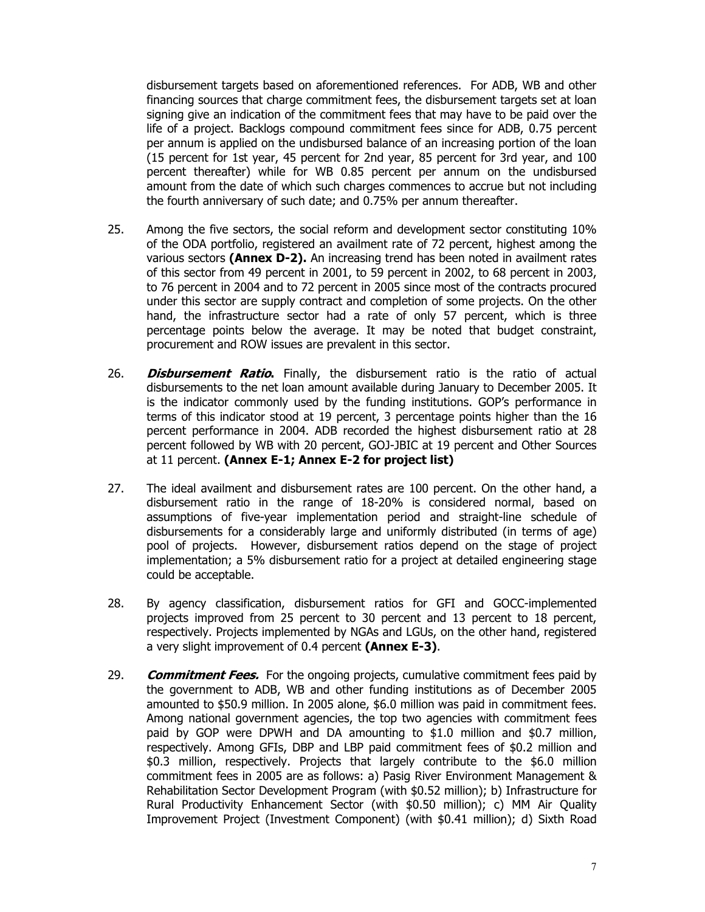disbursement targets based on aforementioned references. For ADB, WB and other financing sources that charge commitment fees, the disbursement targets set at loan signing give an indication of the commitment fees that may have to be paid over the life of a project. Backlogs compound commitment fees since for ADB, 0.75 percent per annum is applied on the undisbursed balance of an increasing portion of the loan (15 percent for 1st year, 45 percent for 2nd year, 85 percent for 3rd year, and 100 percent thereafter) while for WB 0.85 percent per annum on the undisbursed amount from the date of which such charges commences to accrue but not including the fourth anniversary of such date; and 0.75% per annum thereafter.

25. Among the five sectors, the social reform and development sector constituting 10% of the ODA portfolio, registered an availment rate of 72 percent, highest among the various sectors **(Annex D-2).** An increasing trend has been noted in availment rates of this sector from 49 percent in 2001, to 59 percent in 2002, to 68 percent in 2003, to 76 percent in 2004 and to 72 percent in 2005 since most of the contracts procured under this sector are supply contract and completion of some projects. On the other hand, the infrastructure sector had a rate of only 57 percent, which is three percentage points below the average. It may be noted that budget constraint, procurement and ROW issues are prevalent in this sector.

26. ***Disbursement Ratio.*** Finally, the disbursement ratio is the ratio of actual disbursements to the net loan amount available during January to December 2005. It is the indicator commonly used by the funding institutions. GOP's performance in terms of this indicator stood at 19 percent, 3 percentage points higher than the 16 percent performance in 2004. ADB recorded the highest disbursement ratio at 28 percent followed by WB with 20 percent, GOJ-JBIC at 19 percent and Other Sources at 11 percent. **(Annex E-1; Annex E-2 for project list)**

27. The ideal availment and disbursement rates are 100 percent. On the other hand, a disbursement ratio in the range of 18-20% is considered normal, based on assumptions of five-year implementation period and straight-line schedule of disbursements for a considerably large and uniformly distributed (in terms of age) pool of projects. However, disbursement ratios depend on the stage of project implementation; a 5% disbursement ratio for a project at detailed engineering stage could be acceptable.

28. By agency classification, disbursement ratios for GFI and GOCC-implemented projects improved from 25 percent to 30 percent and 13 percent to 18 percent, respectively. Projects implemented by NGAs and LGUs, on the other hand, registered a very slight improvement of 0.4 percent **(Annex E-3)**.

29. ***Commitment Fees.*** For the ongoing projects, cumulative commitment fees paid by the government to ADB, WB and other funding institutions as of December 2005 amounted to \$50.9 million. In 2005 alone, \$6.0 million was paid in commitment fees. Among national government agencies, the top two agencies with commitment fees paid by GOP were DPWH and DA amounting to \$1.0 million and \$0.7 million, respectively. Among GFIs, DBP and LBP paid commitment fees of \$0.2 million and \$0.3 million, respectively. Projects that largely contribute to the \$6.0 million commitment fees in 2005 are as follows: a) Pasig River Environment Management & Rehabilitation Sector Development Program (with \$0.52 million); b) Infrastructure for Rural Productivity Enhancement Sector (with \$0.50 million); c) MM Air Quality Improvement Project (Investment Component) (with \$0.41 million); d) Sixth Road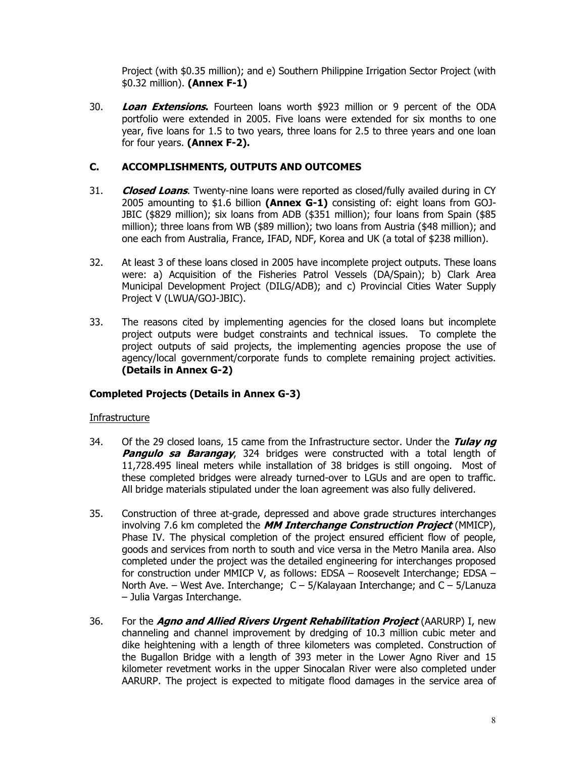Project (with \$0.35 million); and e) Southern Philippine Irrigation Sector Project (with \$0.32 million). **(Annex F-1)**

30. ***Loan Extensions.*** Fourteen loans worth \$923 million or 9 percent of the ODA portfolio were extended in 2005. Five loans were extended for six months to one year, five loans for 1.5 to two years, three loans for 2.5 to three years and one loan for four years. **(Annex F-2).**

## C. ACCOMPLISHMENTS, OUTPUTS AND OUTCOMES

31. ***Closed Loans***. Twenty-nine loans were reported as closed/fully availed during in CY 2005 amounting to \$1.6 billion **(Annex G-1)** consisting of: eight loans from GOJ-JBIC (\$829 million); six loans from ADB (\$351 million); four loans from Spain (\$85 million); three loans from WB (\$89 million); two loans from Austria (\$48 million); and one each from Australia, France, IFAD, NDF, Korea and UK (a total of \$238 million).

32. At least 3 of these loans closed in 2005 have incomplete project outputs. These loans were: a) Acquisition of the Fisheries Patrol Vessels (DA/Spain); b) Clark Area Municipal Development Project (DILG/ADB); and c) Provincial Cities Water Supply Project V (LWUA/GOJ-JBIC).

33. The reasons cited by implementing agencies for the closed loans but incomplete project outputs were budget constraints and technical issues. To complete the project outputs of said projects, the implementing agencies propose the use of agency/local government/corporate funds to complete remaining project activities. **(Details in Annex G-2)**

### Completed Projects (Details in Annex G-3)

Infrastructure

34. Of the 29 closed loans, 15 came from the Infrastructure sector. Under the ***Tulay ng Pangulo sa Barangay***, 324 bridges were constructed with a total length of 11,728.495 lineal meters while installation of 38 bridges is still ongoing. Most of these completed bridges were already turned-over to LGUs and are open to traffic. All bridge materials stipulated under the loan agreement was also fully delivered.

35. Construction of three at-grade, depressed and above grade structures interchanges involving 7.6 km completed the ***MM Interchange Construction Project*** (MMICP), Phase IV. The physical completion of the project ensured efficient flow of people, goods and services from north to south and vice versa in the Metro Manila area. Also completed under the project was the detailed engineering for interchanges proposed for construction under MMICP V, as follows: EDSA – Roosevelt Interchange; EDSA – North Ave. – West Ave. Interchange; C – 5/Kalayaan Interchange; and C – 5/Lanuza – Julia Vargas Interchange.

36. For the ***Agno and Allied Rivers Urgent Rehabilitation Project*** (AARURP) I, new channeling and channel improvement by dredging of 10.3 million cubic meter and dike heightening with a length of three kilometers was completed. Construction of the Bugallon Bridge with a length of 393 meter in the Lower Agno River and 15 kilometer revetment works in the upper Sinocalan River were also completed under AARURP. The project is expected to mitigate flood damages in the service area of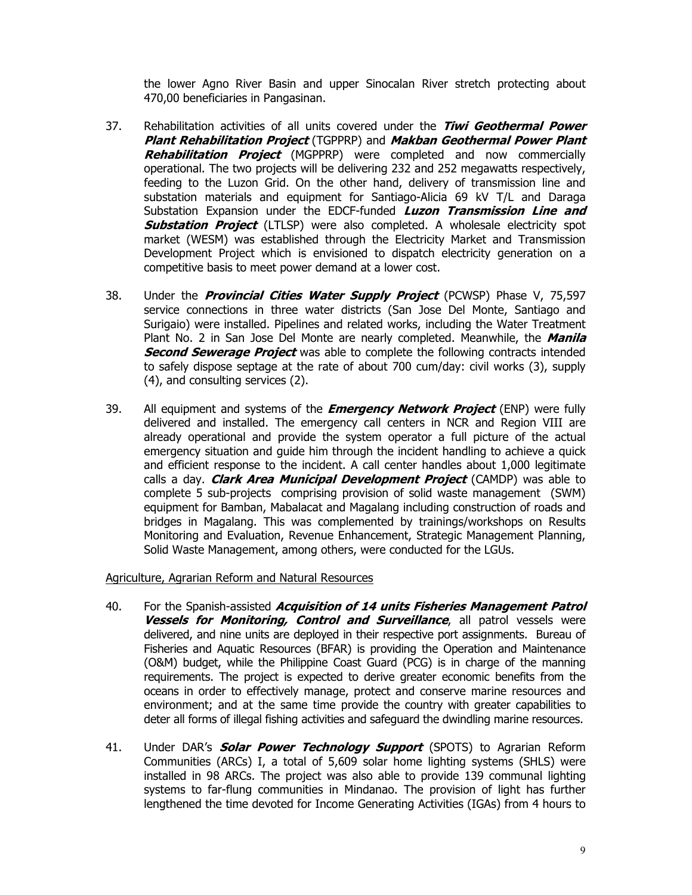the lower Agno River Basin and upper Sinocalan River stretch protecting about 470,00 beneficiaries in Pangasinan.

37. Rehabilitation activities of all units covered under the ***Tiwi Geothermal Power Plant Rehabilitation Project*** (TGPPRP) and ***Makban Geothermal Power Plant Rehabilitation Project*** (MGPPRP) were completed and now commercially operational. The two projects will be delivering 232 and 252 megawatts respectively, feeding to the Luzon Grid. On the other hand, delivery of transmission line and substation materials and equipment for Santiago-Alicia 69 kV T/L and Daraga Substation Expansion under the EDCF-funded ***Luzon Transmission Line and Substation Project*** (LTLSP) were also completed. A wholesale electricity spot market (WESM) was established through the Electricity Market and Transmission Development Project which is envisioned to dispatch electricity generation on a competitive basis to meet power demand at a lower cost.

38. Under the ***Provincial Cities Water Supply Project*** (PCWSP) Phase V, 75,597 service connections in three water districts (San Jose Del Monte, Santiago and Surigaio) were installed. Pipelines and related works, including the Water Treatment Plant No. 2 in San Jose Del Monte are nearly completed. Meanwhile, the ***Manila Second Sewerage Project*** was able to complete the following contracts intended to safely dispose septage at the rate of about 700 cum/day: civil works (3), supply (4), and consulting services (2).

39. All equipment and systems of the ***Emergency Network Project*** (ENP) were fully delivered and installed. The emergency call centers in NCR and Region VIII are already operational and provide the system operator a full picture of the actual emergency situation and guide him through the incident handling to achieve a quick and efficient response to the incident. A call center handles about 1,000 legitimate calls a day. ***Clark Area Municipal Development Project*** (CAMDP) was able to complete 5 sub-projects comprising provision of solid waste management (SWM) equipment for Bamban, Mabalacat and Magalang including construction of roads and bridges in Magalang. This was complemented by trainings/workshops on Results Monitoring and Evaluation, Revenue Enhancement, Strategic Management Planning, Solid Waste Management, among others, were conducted for the LGUs.

Agriculture, Agrarian Reform and Natural Resources

40. For the Spanish-assisted ***Acquisition of 14 units Fisheries Management Patrol Vessels for Monitoring, Control and Surveillance***, all patrol vessels were delivered, and nine units are deployed in their respective port assignments. Bureau of Fisheries and Aquatic Resources (BFAR) is providing the Operation and Maintenance (O&M) budget, while the Philippine Coast Guard (PCG) is in charge of the manning requirements. The project is expected to derive greater economic benefits from the oceans in order to effectively manage, protect and conserve marine resources and environment; and at the same time provide the country with greater capabilities to deter all forms of illegal fishing activities and safeguard the dwindling marine resources.

41. Under DAR's ***Solar Power Technology Support*** (SPOTS) to Agrarian Reform Communities (ARCs) I, a total of 5,609 solar home lighting systems (SHLS) were installed in 98 ARCs. The project was also able to provide 139 communal lighting systems to far-flung communities in Mindanao. The provision of light has further lengthened the time devoted for Income Generating Activities (IGAs) from 4 hours to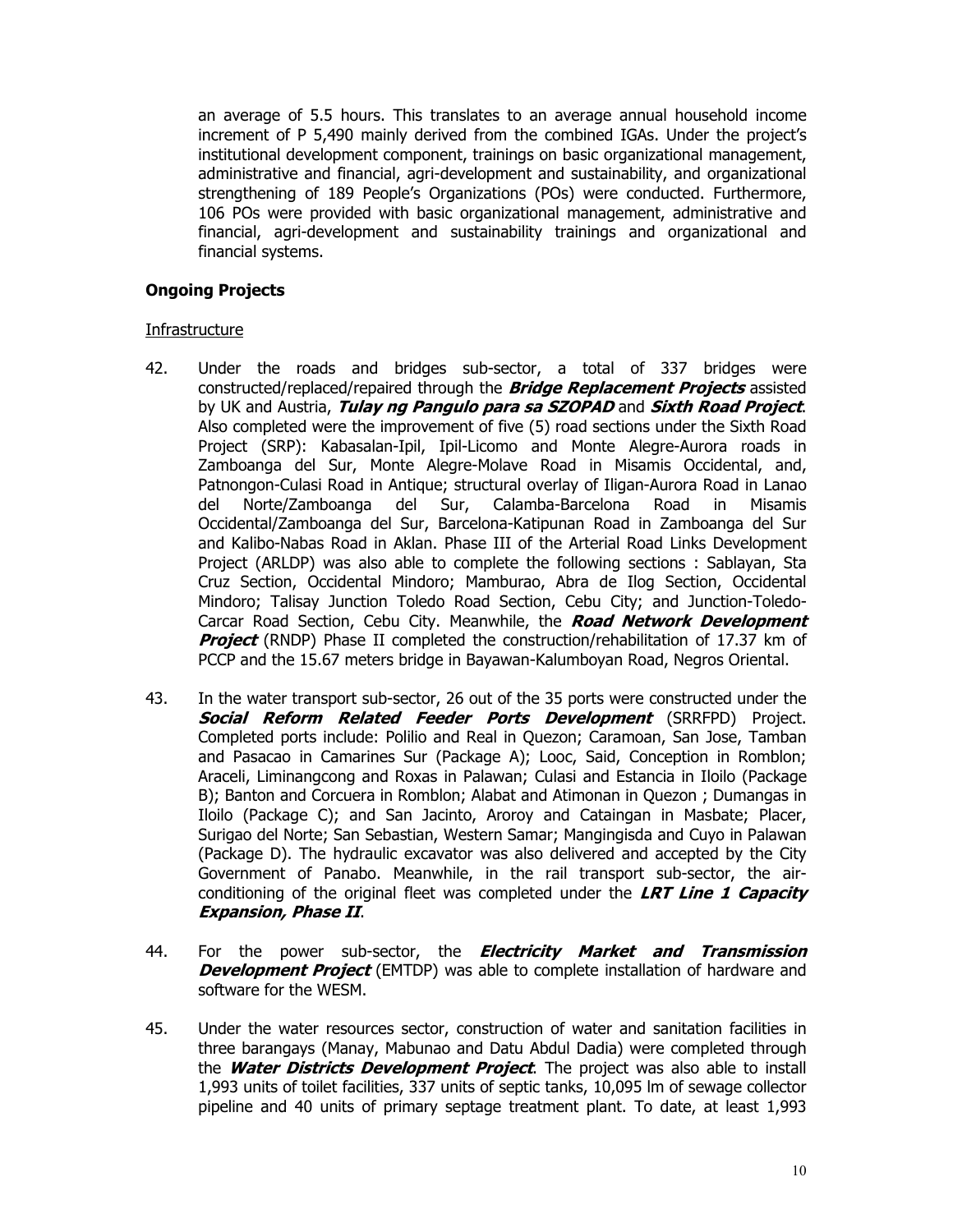an average of 5.5 hours. This translates to an average annual household income increment of P 5,490 mainly derived from the combined IGAs. Under the project's institutional development component, trainings on basic organizational management, administrative and financial, agri-development and sustainability, and organizational strengthening of 189 People's Organizations (POs) were conducted. Furthermore, 106 POs were provided with basic organizational management, administrative and financial, agri-development and sustainability trainings and organizational and financial systems.

**Ongoing Projects**

Infrastructure

42. Under the roads and bridges sub-sector, a total of 337 bridges were constructed/replaced/repaired through the ***Bridge Replacement Projects*** assisted by UK and Austria, ***Tulay ng Pangulo para sa SZOPAD*** and ***Sixth Road Project***. Also completed were the improvement of five (5) road sections under the Sixth Road Project (SRP): Kabasalan-Ipil, Ipil-Licomo and Monte Alegre-Aurora roads in Zamboanga del Sur, Monte Alegre-Molave Road in Misamis Occidental, and, Patnongon-Culasi Road in Antique; structural overlay of Iligan-Aurora Road in Lanao del Norte/Zamboanga del Sur, Calamba-Barcelona Road in Misamis Occidental/Zamboanga del Sur, Barcelona-Katipunan Road in Zamboanga del Sur and Kalibo-Nabas Road in Aklan. Phase III of the Arterial Road Links Development Project (ARLDP) was also able to complete the following sections : Sablayan, Sta Cruz Section, Occidental Mindoro; Mamburao, Abra de Ilog Section, Occidental Mindoro; Talisay Junction Toledo Road Section, Cebu City; and Junction-Toledo-Carcar Road Section, Cebu City. Meanwhile, the ***Road Network Development Project*** (RNDP) Phase II completed the construction/rehabilitation of 17.37 km of PCCP and the 15.67 meters bridge in Bayawan-Kalumboyan Road, Negros Oriental.

43. In the water transport sub-sector, 26 out of the 35 ports were constructed under the ***Social Reform Related Feeder Ports Development*** (SRRFPD) Project. Completed ports include: Polilio and Real in Quezon; Caramoan, San Jose, Tamban and Pasacao in Camarines Sur (Package A); Looc, Said, Conception in Romblon; Araceli, Liminangcong and Roxas in Palawan; Culasi and Estancia in Iloilo (Package B); Banton and Corcuera in Romblon; Alabat and Atimonan in Quezon ; Dumangas in Iloilo (Package C); and San Jacinto, Aroroy and Cataingan in Masbate; Placer, Surigao del Norte; San Sebastian, Western Samar; Mangingisda and Cuyo in Palawan (Package D). The hydraulic excavator was also delivered and accepted by the City Government of Panabo. Meanwhile, in the rail transport sub-sector, the air-conditioning of the original fleet was completed under the ***LRT Line 1 Capacity Expansion, Phase II***.

44. For the power sub-sector, the ***Electricity Market and Transmission Development Project*** (EMTDP) was able to complete installation of hardware and software for the WESM.

45. Under the water resources sector, construction of water and sanitation facilities in three barangays (Manay, Mabunao and Datu Abdul Dadia) were completed through the ***Water Districts Development Project***. The project was also able to install 1,993 units of toilet facilities, 337 units of septic tanks, 10,095 lm of sewage collector pipeline and 40 units of primary septage treatment plant. To date, at least 1,993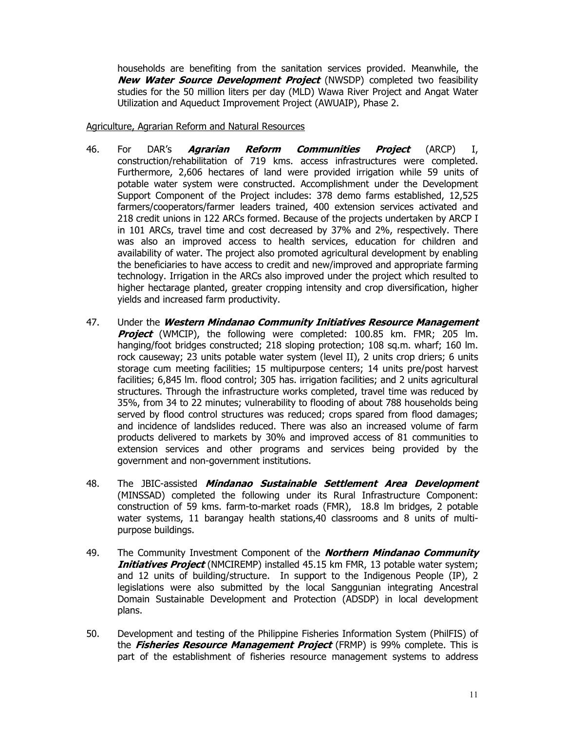households are benefiting from the sanitation services provided. Meanwhile, the ***New Water Source Development Project*** (NWSDP) completed two feasibility studies for the 50 million liters per day (MLD) Wawa River Project and Angat Water Utilization and Aqueduct Improvement Project (AWUAIP), Phase 2.

Agriculture, Agrarian Reform and Natural Resources

46. For DAR's ***Agrarian Reform Communities Project*** (ARCP) I, construction/rehabilitation of 719 kms. access infrastructures were completed. Furthermore, 2,606 hectares of land were provided irrigation while 59 units of potable water system were constructed. Accomplishment under the Development Support Component of the Project includes: 378 demo farms established, 12,525 farmers/cooperators/farmer leaders trained, 400 extension services activated and 218 credit unions in 122 ARCs formed. Because of the projects undertaken by ARCP I in 101 ARCs, travel time and cost decreased by 37% and 2%, respectively. There was also an improved access to health services, education for children and availability of water. The project also promoted agricultural development by enabling the beneficiaries to have access to credit and new/improved and appropriate farming technology. Irrigation in the ARCs also improved under the project which resulted to higher hectarage planted, greater cropping intensity and crop diversification, higher yields and increased farm productivity.

47. Under the ***Western Mindanao Community Initiatives Resource Management Project*** (WMCIP), the following were completed: 100.85 km. FMR; 205 lm. hanging/foot bridges constructed; 218 sloping protection; 108 sq.m. wharf; 160 lm. rock causeway; 23 units potable water system (level II), 2 units crop driers; 6 units storage cum meeting facilities; 15 multipurpose centers; 14 units pre/post harvest facilities; 6,845 lm. flood control; 305 has. irrigation facilities; and 2 units agricultural structures. Through the infrastructure works completed, travel time was reduced by 35%, from 34 to 22 minutes; vulnerability to flooding of about 788 households being served by flood control structures was reduced; crops spared from flood damages; and incidence of landslides reduced. There was also an increased volume of farm products delivered to markets by 30% and improved access of 81 communities to extension services and other programs and services being provided by the government and non-government institutions.

48. The JBIC-assisted ***Mindanao Sustainable Settlement Area Development*** (MINSSAD) completed the following under its Rural Infrastructure Component: construction of 59 kms. farm-to-market roads (FMR), 18.8 lm bridges, 2 potable water systems, 11 barangay health stations,40 classrooms and 8 units of multi-purpose buildings.

49. The Community Investment Component of the ***Northern Mindanao Community Initiatives Project*** (NMCIREMP) installed 45.15 km FMR, 13 potable water system; and 12 units of building/structure. In support to the Indigenous People (IP), 2 legislations were also submitted by the local Sanggunian integrating Ancestral Domain Sustainable Development and Protection (ADSDP) in local development plans.

50. Development and testing of the Philippine Fisheries Information System (PhilFIS) of the ***Fisheries Resource Management Project*** (FRMP) is 99% complete. This is part of the establishment of fisheries resource management systems to address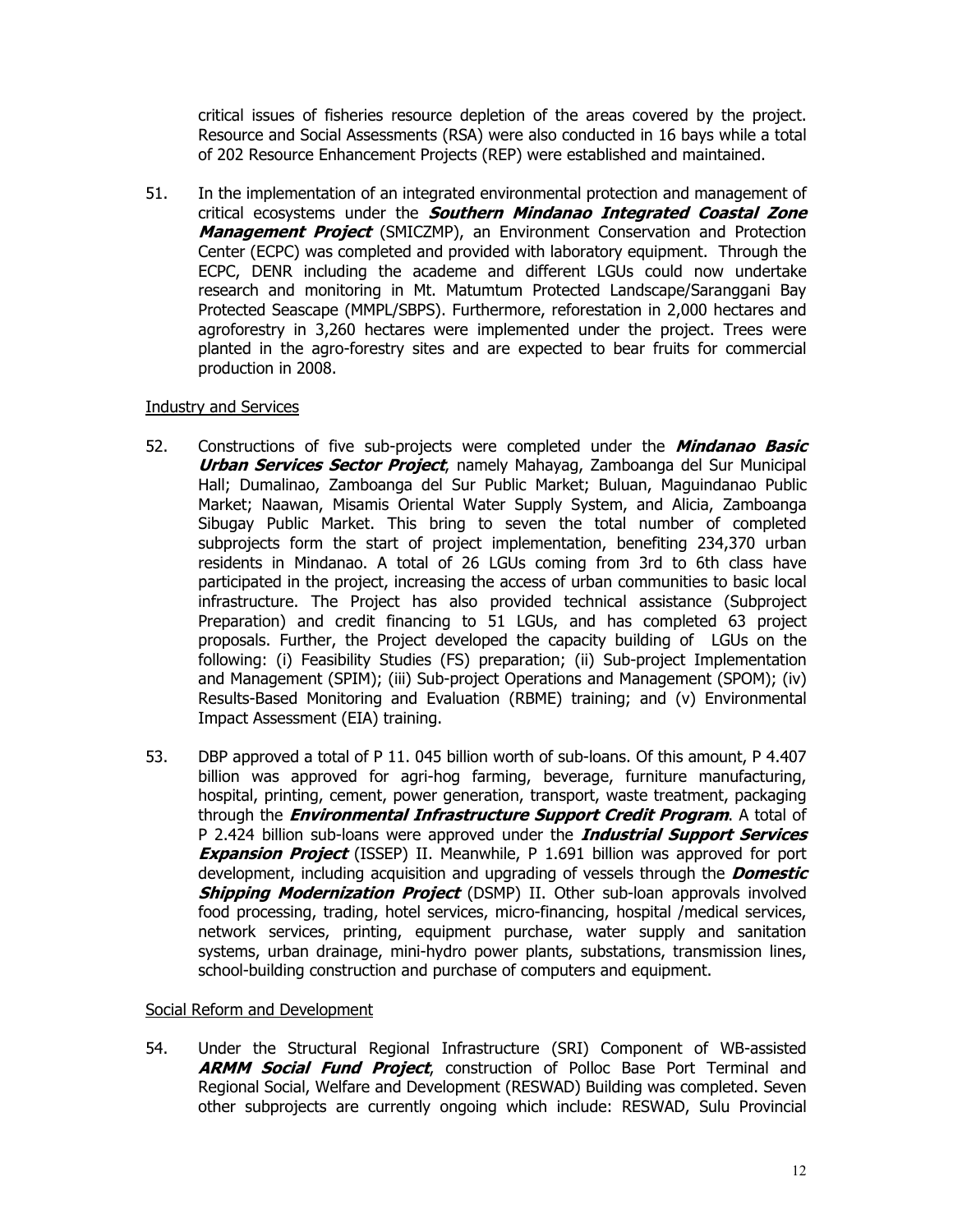critical issues of fisheries resource depletion of the areas covered by the project. Resource and Social Assessments (RSA) were also conducted in 16 bays while a total of 202 Resource Enhancement Projects (REP) were established and maintained.

51. In the implementation of an integrated environmental protection and management of critical ecosystems under the ***Southern Mindanao Integrated Coastal Zone Management Project*** (SMICZMP), an Environment Conservation and Protection Center (ECPC) was completed and provided with laboratory equipment. Through the ECPC, DENR including the academe and different LGUs could now undertake research and monitoring in Mt. Matumtum Protected Landscape/Saranggani Bay Protected Seascape (MMPL/SBPS). Furthermore, reforestation in 2,000 hectares and agroforestry in 3,260 hectares were implemented under the project. Trees were planted in the agro-forestry sites and are expected to bear fruits for commercial production in 2008.

Industry and Services

52. Constructions of five sub-projects were completed under the ***Mindanao Basic Urban Services Sector Project***, namely Mahayag, Zamboanga del Sur Municipal Hall; Dumalinao, Zamboanga del Sur Public Market; Buluan, Maguindanao Public Market; Naawan, Misamis Oriental Water Supply System, and Alicia, Zamboanga Sibugay Public Market. This bring to seven the total number of completed subprojects form the start of project implementation, benefiting 234,370 urban residents in Mindanao. A total of 26 LGUs coming from 3rd to 6th class have participated in the project, increasing the access of urban communities to basic local infrastructure. The Project has also provided technical assistance (Subproject Preparation) and credit financing to 51 LGUs, and has completed 63 project proposals. Further, the Project developed the capacity building of LGUs on the following: (i) Feasibility Studies (FS) preparation; (ii) Sub-project Implementation and Management (SPIM); (iii) Sub-project Operations and Management (SPOM); (iv) Results-Based Monitoring and Evaluation (RBME) training; and (v) Environmental Impact Assessment (EIA) training.

53. DBP approved a total of P 11. 045 billion worth of sub-loans. Of this amount, P 4.407 billion was approved for agri-hog farming, beverage, furniture manufacturing, hospital, printing, cement, power generation, transport, waste treatment, packaging through the ***Environmental Infrastructure Support Credit Program***. A total of P 2.424 billion sub-loans were approved under the ***Industrial Support Services Expansion Project*** (ISSEP) II. Meanwhile, P 1.691 billion was approved for port development, including acquisition and upgrading of vessels through the ***Domestic Shipping Modernization Project*** (DSMP) II. Other sub-loan approvals involved food processing, trading, hotel services, micro-financing, hospital /medical services, network services, printing, equipment purchase, water supply and sanitation systems, urban drainage, mini-hydro power plants, substations, transmission lines, school-building construction and purchase of computers and equipment.

Social Reform and Development

54. Under the Structural Regional Infrastructure (SRI) Component of WB-assisted ***ARMM Social Fund Project***, construction of Polloc Base Port Terminal and Regional Social, Welfare and Development (RESWAD) Building was completed. Seven other subprojects are currently ongoing which include: RESWAD, Sulu Provincial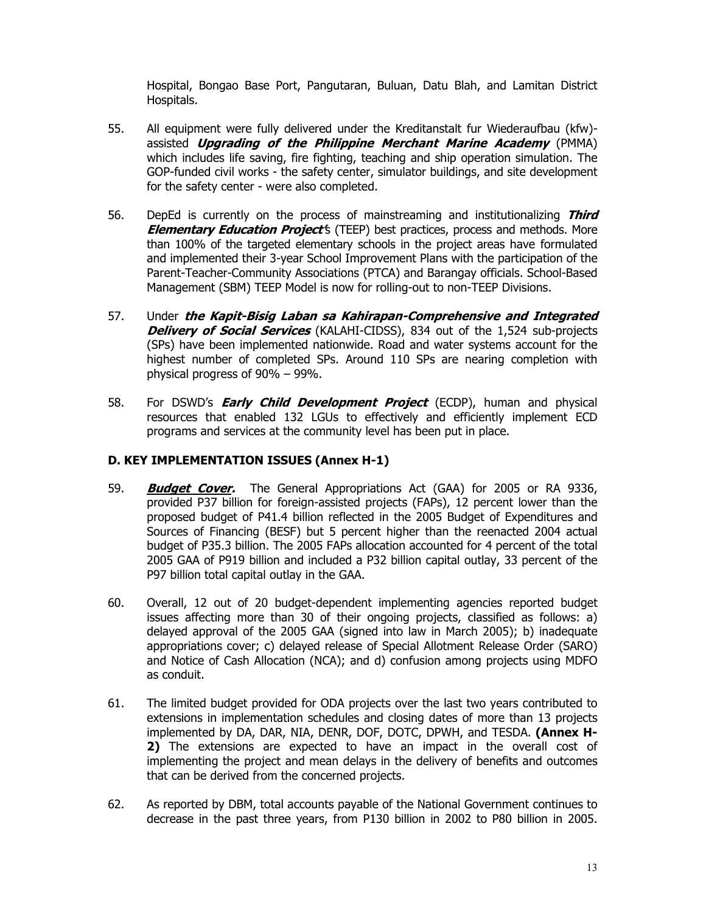Hospital, Bongao Base Port, Pangutaran, Buluan, Datu Blah, and Lamitan District Hospitals.

55. All equipment were fully delivered under the Kreditanstalt fur Wiederaufbau (kfw)-assisted ***Upgrading of the Philippine Merchant Marine Academy*** (PMMA) which includes life saving, fire fighting, teaching and ship operation simulation. The GOP-funded civil works - the safety center, simulator buildings, and site development for the safety center - were also completed.

56. DepEd is currently on the process of mainstreaming and institutionalizing ***Third Elementary Education Project***'s (TEEP) best practices, process and methods. More than 100% of the targeted elementary schools in the project areas have formulated and implemented their 3-year School Improvement Plans with the participation of the Parent-Teacher-Community Associations (PTCA) and Barangay officials. School-Based Management (SBM) TEEP Model is now for rolling-out to non-TEEP Divisions.

57. Under ***the Kapit-Bisig Laban sa Kahirapan-Comprehensive and Integrated Delivery of Social Services*** (KALAHI-CIDSS), 834 out of the 1,524 sub-projects (SPs) have been implemented nationwide. Road and water systems account for the highest number of completed SPs. Around 110 SPs are nearing completion with physical progress of 90% – 99%.

58. For DSWD's ***Early Child Development Project*** (ECDP), human and physical resources that enabled 132 LGUs to effectively and efficiently implement ECD programs and services at the community level has been put in place.

### D. KEY IMPLEMENTATION ISSUES (Annex H-1)

59. ***Budget Cover.*** The General Appropriations Act (GAA) for 2005 or RA 9336, provided P37 billion for foreign-assisted projects (FAPs), 12 percent lower than the proposed budget of P41.4 billion reflected in the 2005 Budget of Expenditures and Sources of Financing (BESF) but 5 percent higher than the reenacted 2004 actual budget of P35.3 billion. The 2005 FAPs allocation accounted for 4 percent of the total 2005 GAA of P919 billion and included a P32 billion capital outlay, 33 percent of the P97 billion total capital outlay in the GAA.

60. Overall, 12 out of 20 budget-dependent implementing agencies reported budget issues affecting more than 30 of their ongoing projects, classified as follows: a) delayed approval of the 2005 GAA (signed into law in March 2005); b) inadequate appropriations cover; c) delayed release of Special Allotment Release Order (SARO) and Notice of Cash Allocation (NCA); and d) confusion among projects using MDFO as conduit.

61. The limited budget provided for ODA projects over the last two years contributed to extensions in implementation schedules and closing dates of more than 13 projects implemented by DA, DAR, NIA, DENR, DOF, DOTC, DPWH, and TESDA. **(Annex H-2)** The extensions are expected to have an impact in the overall cost of implementing the project and mean delays in the delivery of benefits and outcomes that can be derived from the concerned projects.

62. As reported by DBM, total accounts payable of the National Government continues to decrease in the past three years, from P130 billion in 2002 to P80 billion in 2005.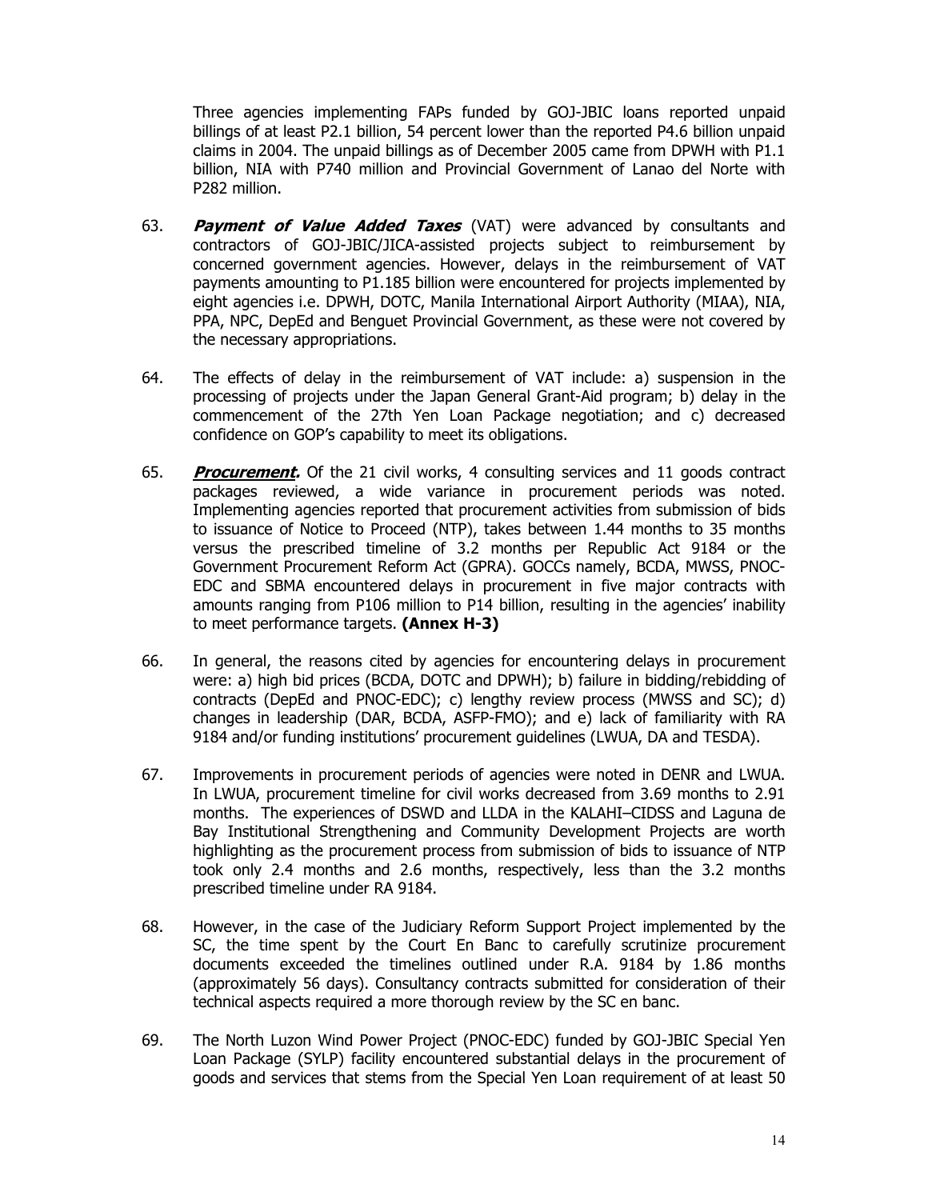Three agencies implementing FAPs funded by GOJ-JBIC loans reported unpaid billings of at least P2.1 billion, 54 percent lower than the reported P4.6 billion unpaid claims in 2004. The unpaid billings as of December 2005 came from DPWH with P1.1 billion, NIA with P740 million and Provincial Government of Lanao del Norte with P282 million.

63. ***Payment of Value Added Taxes*** (VAT) were advanced by consultants and contractors of GOJ-JBIC/JICA-assisted projects subject to reimbursement by concerned government agencies. However, delays in the reimbursement of VAT payments amounting to P1.185 billion were encountered for projects implemented by eight agencies i.e. DPWH, DOTC, Manila International Airport Authority (MIAA), NIA, PPA, NPC, DepEd and Benguet Provincial Government, as these were not covered by the necessary appropriations.

64. The effects of delay in the reimbursement of VAT include: a) suspension in the processing of projects under the Japan General Grant-Aid program; b) delay in the commencement of the 27th Yen Loan Package negotiation; and c) decreased confidence on GOP's capability to meet its obligations.

65. ***Procurement.*** Of the 21 civil works, 4 consulting services and 11 goods contract packages reviewed, a wide variance in procurement periods was noted. Implementing agencies reported that procurement activities from submission of bids to issuance of Notice to Proceed (NTP), takes between 1.44 months to 35 months versus the prescribed timeline of 3.2 months per Republic Act 9184 or the Government Procurement Reform Act (GPRA). GOCCs namely, BCDA, MWSS, PNOC-EDC and SBMA encountered delays in procurement in five major contracts with amounts ranging from P106 million to P14 billion, resulting in the agencies' inability to meet performance targets. **(Annex H-3)**

66. In general, the reasons cited by agencies for encountering delays in procurement were: a) high bid prices (BCDA, DOTC and DPWH); b) failure in bidding/rebidding of contracts (DepEd and PNOC-EDC); c) lengthy review process (MWSS and SC); d) changes in leadership (DAR, BCDA, ASFP-FMO); and e) lack of familiarity with RA 9184 and/or funding institutions' procurement guidelines (LWUA, DA and TESDA).

67. Improvements in procurement periods of agencies were noted in DENR and LWUA. In LWUA, procurement timeline for civil works decreased from 3.69 months to 2.91 months. The experiences of DSWD and LLDA in the KALAHI–CIDSS and Laguna de Bay Institutional Strengthening and Community Development Projects are worth highlighting as the procurement process from submission of bids to issuance of NTP took only 2.4 months and 2.6 months, respectively, less than the 3.2 months prescribed timeline under RA 9184.

68. However, in the case of the Judiciary Reform Support Project implemented by the SC, the time spent by the Court En Banc to carefully scrutinize procurement documents exceeded the timelines outlined under R.A. 9184 by 1.86 months (approximately 56 days). Consultancy contracts submitted for consideration of their technical aspects required a more thorough review by the SC en banc.

69. The North Luzon Wind Power Project (PNOC-EDC) funded by GOJ-JBIC Special Yen Loan Package (SYLP) facility encountered substantial delays in the procurement of goods and services that stems from the Special Yen Loan requirement of at least 50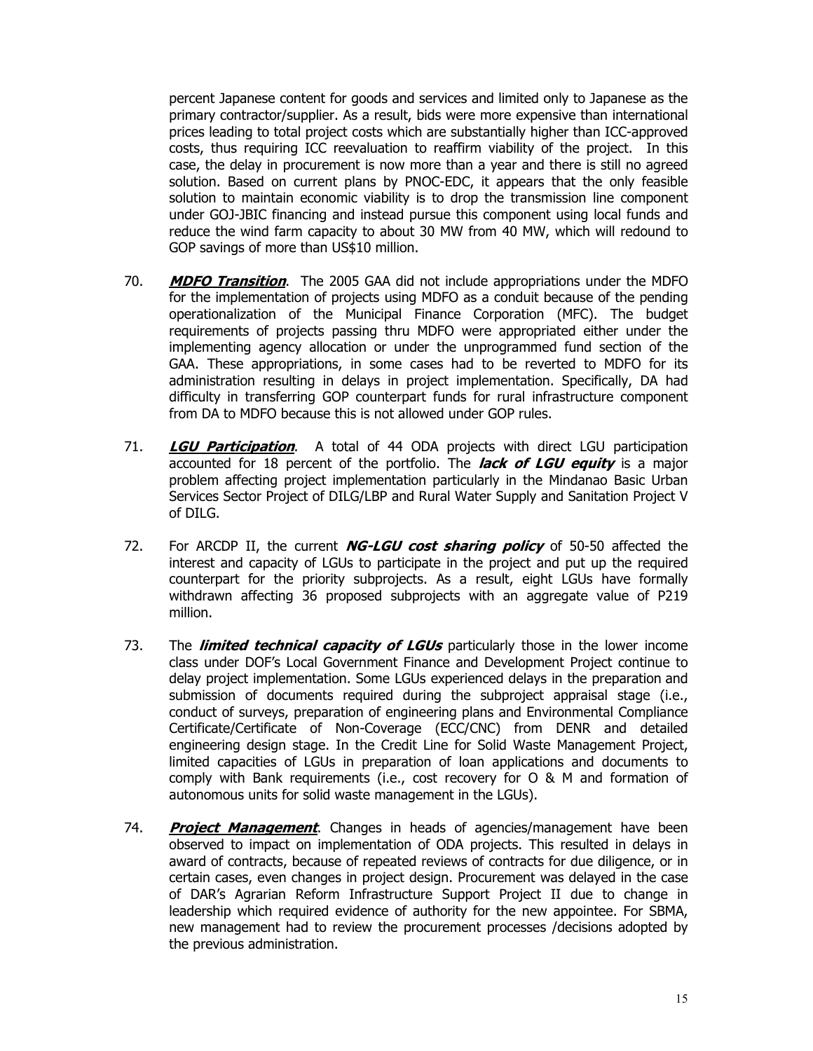percent Japanese content for goods and services and limited only to Japanese as the primary contractor/supplier. As a result, bids were more expensive than international prices leading to total project costs which are substantially higher than ICC-approved costs, thus requiring ICC reevaluation to reaffirm viability of the project. In this case, the delay in procurement is now more than a year and there is still no agreed solution. Based on current plans by PNOC-EDC, it appears that the only feasible solution to maintain economic viability is to drop the transmission line component under GOJ-JBIC financing and instead pursue this component using local funds and reduce the wind farm capacity to about 30 MW from 40 MW, which will redound to GOP savings of more than US$10 million.

70. ***MDFO Transition***. The 2005 GAA did not include appropriations under the MDFO for the implementation of projects using MDFO as a conduit because of the pending operationalization of the Municipal Finance Corporation (MFC). The budget requirements of projects passing thru MDFO were appropriated either under the implementing agency allocation or under the unprogrammed fund section of the GAA. These appropriations, in some cases had to be reverted to MDFO for its administration resulting in delays in project implementation. Specifically, DA had difficulty in transferring GOP counterpart funds for rural infrastructure component from DA to MDFO because this is not allowed under GOP rules.

71. ***LGU Participation***. A total of 44 ODA projects with direct LGU participation accounted for 18 percent of the portfolio. The ***lack of LGU equity*** is a major problem affecting project implementation particularly in the Mindanao Basic Urban Services Sector Project of DILG/LBP and Rural Water Supply and Sanitation Project V of DILG.

72. For ARCDP II, the current ***NG-LGU cost sharing policy*** of 50-50 affected the interest and capacity of LGUs to participate in the project and put up the required counterpart for the priority subprojects. As a result, eight LGUs have formally withdrawn affecting 36 proposed subprojects with an aggregate value of P219 million.

73. The ***limited technical capacity of LGUs*** particularly those in the lower income class under DOF's Local Government Finance and Development Project continue to delay project implementation. Some LGUs experienced delays in the preparation and submission of documents required during the subproject appraisal stage (i.e., conduct of surveys, preparation of engineering plans and Environmental Compliance Certificate/Certificate of Non-Coverage (ECC/CNC) from DENR and detailed engineering design stage. In the Credit Line for Solid Waste Management Project, limited capacities of LGUs in preparation of loan applications and documents to comply with Bank requirements (i.e., cost recovery for O & M and formation of autonomous units for solid waste management in the LGUs).

74. ***Project Management***. Changes in heads of agencies/management have been observed to impact on implementation of ODA projects. This resulted in delays in award of contracts, because of repeated reviews of contracts for due diligence, or in certain cases, even changes in project design. Procurement was delayed in the case of DAR's Agrarian Reform Infrastructure Support Project II due to change in leadership which required evidence of authority for the new appointee. For SBMA, new management had to review the procurement processes /decisions adopted by the previous administration.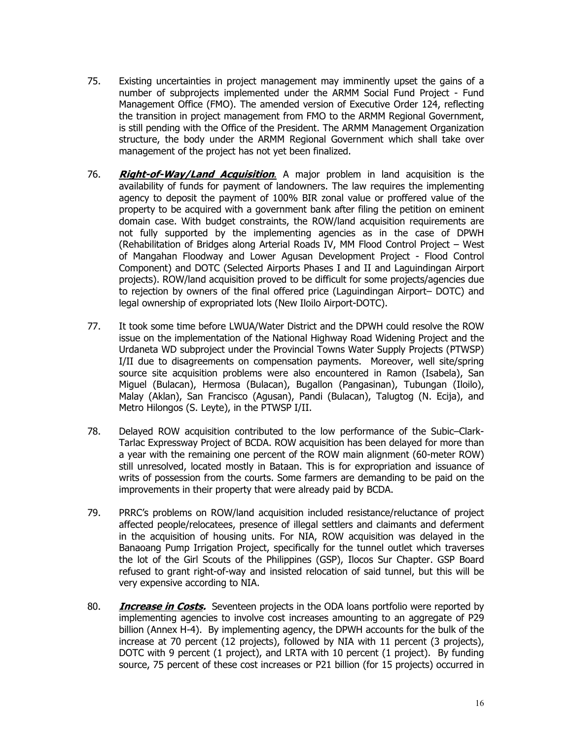75. Existing uncertainties in project management may imminently upset the gains of a number of subprojects implemented under the ARMM Social Fund Project - Fund Management Office (FMO). The amended version of Executive Order 124, reflecting the transition in project management from FMO to the ARMM Regional Government, is still pending with the Office of the President. The ARMM Management Organization structure, the body under the ARMM Regional Government which shall take over management of the project has not yet been finalized.

76. ***Right-of-Way/Land Acquisition***. A major problem in land acquisition is the availability of funds for payment of landowners. The law requires the implementing agency to deposit the payment of 100% BIR zonal value or proffered value of the property to be acquired with a government bank after filing the petition on eminent domain case. With budget constraints, the ROW/land acquisition requirements are not fully supported by the implementing agencies as in the case of DPWH (Rehabilitation of Bridges along Arterial Roads IV, MM Flood Control Project – West of Mangahan Floodway and Lower Agusan Development Project - Flood Control Component) and DOTC (Selected Airports Phases I and II and Laguindingan Airport projects). ROW/land acquisition proved to be difficult for some projects/agencies due to rejection by owners of the final offered price (Laguindingan Airport– DOTC) and legal ownership of expropriated lots (New Iloilo Airport-DOTC).

77. It took some time before LWUA/Water District and the DPWH could resolve the ROW issue on the implementation of the National Highway Road Widening Project and the Urdaneta WD subproject under the Provincial Towns Water Supply Projects (PTWSP) I/II due to disagreements on compensation payments. Moreover, well site/spring source site acquisition problems were also encountered in Ramon (Isabela), San Miguel (Bulacan), Hermosa (Bulacan), Bugallon (Pangasinan), Tubungan (Iloilo), Malay (Aklan), San Francisco (Agusan), Pandi (Bulacan), Talugtog (N. Ecija), and Metro Hilongos (S. Leyte), in the PTWSP I/II.

78. Delayed ROW acquisition contributed to the low performance of the Subic–Clark-Tarlac Expressway Project of BCDA. ROW acquisition has been delayed for more than a year with the remaining one percent of the ROW main alignment (60-meter ROW) still unresolved, located mostly in Bataan. This is for expropriation and issuance of writs of possession from the courts. Some farmers are demanding to be paid on the improvements in their property that were already paid by BCDA.

79. PRRC's problems on ROW/land acquisition included resistance/reluctance of project affected people/relocatees, presence of illegal settlers and claimants and deferment in the acquisition of housing units. For NIA, ROW acquisition was delayed in the Banaoang Pump Irrigation Project, specifically for the tunnel outlet which traverses the lot of the Girl Scouts of the Philippines (GSP), Ilocos Sur Chapter. GSP Board refused to grant right-of-way and insisted relocation of said tunnel, but this will be very expensive according to NIA.

80. ***Increase in Costs.*** Seventeen projects in the ODA loans portfolio were reported by implementing agencies to involve cost increases amounting to an aggregate of P29 billion (Annex H-4). By implementing agency, the DPWH accounts for the bulk of the increase at 70 percent (12 projects), followed by NIA with 11 percent (3 projects), DOTC with 9 percent (1 project), and LRTA with 10 percent (1 project). By funding source, 75 percent of these cost increases or P21 billion (for 15 projects) occurred in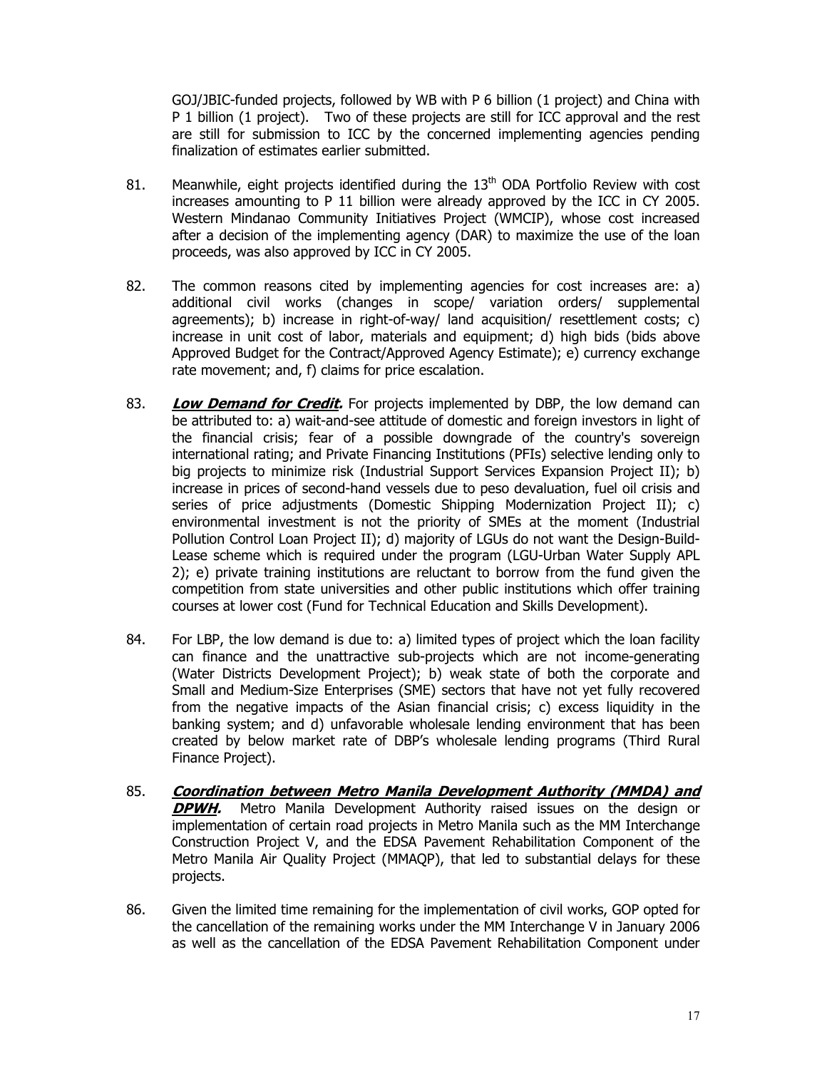GOJ/JBIC-funded projects, followed by WB with P 6 billion (1 project) and China with P 1 billion (1 project). Two of these projects are still for ICC approval and the rest are still for submission to ICC by the concerned implementing agencies pending finalization of estimates earlier submitted.

81. Meanwhile, eight projects identified during the 13th ODA Portfolio Review with cost increases amounting to P 11 billion were already approved by the ICC in CY 2005. Western Mindanao Community Initiatives Project (WMCIP), whose cost increased after a decision of the implementing agency (DAR) to maximize the use of the loan proceeds, was also approved by ICC in CY 2005.

82. The common reasons cited by implementing agencies for cost increases are: a) additional civil works (changes in scope/ variation orders/ supplemental agreements); b) increase in right-of-way/ land acquisition/ resettlement costs; c) increase in unit cost of labor, materials and equipment; d) high bids (bids above Approved Budget for the Contract/Approved Agency Estimate); e) currency exchange rate movement; and, f) claims for price escalation.

83. ***Low Demand for Credit.*** For projects implemented by DBP, the low demand can be attributed to: a) wait-and-see attitude of domestic and foreign investors in light of the financial crisis; fear of a possible downgrade of the country's sovereign international rating; and Private Financing Institutions (PFIs) selective lending only to big projects to minimize risk (Industrial Support Services Expansion Project II); b) increase in prices of second-hand vessels due to peso devaluation, fuel oil crisis and series of price adjustments (Domestic Shipping Modernization Project II); c) environmental investment is not the priority of SMEs at the moment (Industrial Pollution Control Loan Project II); d) majority of LGUs do not want the Design-Build-Lease scheme which is required under the program (LGU-Urban Water Supply APL 2); e) private training institutions are reluctant to borrow from the fund given the competition from state universities and other public institutions which offer training courses at lower cost (Fund for Technical Education and Skills Development).

84. For LBP, the low demand is due to: a) limited types of project which the loan facility can finance and the unattractive sub-projects which are not income-generating (Water Districts Development Project); b) weak state of both the corporate and Small and Medium-Size Enterprises (SME) sectors that have not yet fully recovered from the negative impacts of the Asian financial crisis; c) excess liquidity in the banking system; and d) unfavorable wholesale lending environment that has been created by below market rate of DBP's wholesale lending programs (Third Rural Finance Project).

85. ***Coordination between Metro Manila Development Authority (MMDA) and DPWH.*** Metro Manila Development Authority raised issues on the design or implementation of certain road projects in Metro Manila such as the MM Interchange Construction Project V, and the EDSA Pavement Rehabilitation Component of the Metro Manila Air Quality Project (MMAQP), that led to substantial delays for these projects.

86. Given the limited time remaining for the implementation of civil works, GOP opted for the cancellation of the remaining works under the MM Interchange V in January 2006 as well as the cancellation of the EDSA Pavement Rehabilitation Component under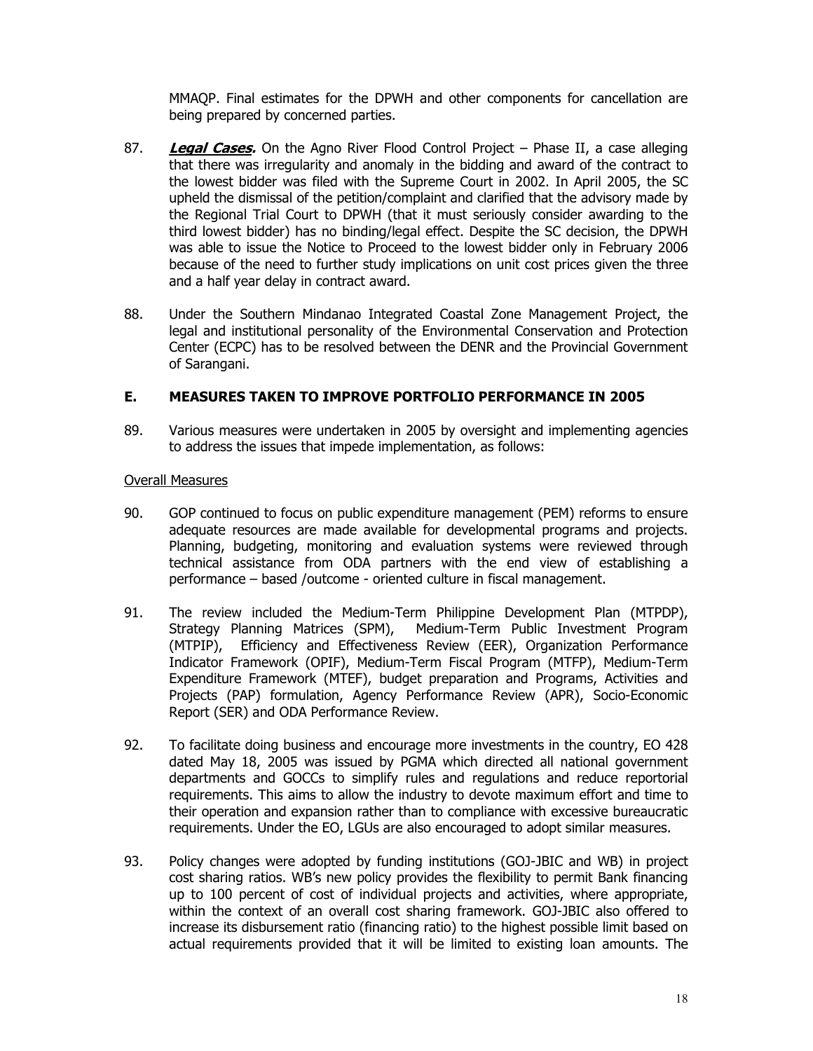MMAQP. Final estimates for the DPWH and other components for cancellation are being prepared by concerned parties.

87. ***Legal Cases.*** On the Agno River Flood Control Project – Phase II, a case alleging that there was irregularity and anomaly in the bidding and award of the contract to the lowest bidder was filed with the Supreme Court in 2002. In April 2005, the SC upheld the dismissal of the petition/complaint and clarified that the advisory made by the Regional Trial Court to DPWH (that it must seriously consider awarding to the third lowest bidder) has no binding/legal effect. Despite the SC decision, the DPWH was able to issue the Notice to Proceed to the lowest bidder only in February 2006 because of the need to further study implications on unit cost prices given the three and a half year delay in contract award.

88. Under the Southern Mindanao Integrated Coastal Zone Management Project, the legal and institutional personality of the Environmental Conservation and Protection Center (ECPC) has to be resolved between the DENR and the Provincial Government of Sarangani.

## E. MEASURES TAKEN TO IMPROVE PORTFOLIO PERFORMANCE IN 2005

89. Various measures were undertaken in 2005 by oversight and implementing agencies to address the issues that impede implementation, as follows:

<u>Overall Measures</u>

90. GOP continued to focus on public expenditure management (PEM) reforms to ensure adequate resources are made available for developmental programs and projects. Planning, budgeting, monitoring and evaluation systems were reviewed through technical assistance from ODA partners with the end view of establishing a performance – based /outcome - oriented culture in fiscal management.

91. The review included the Medium-Term Philippine Development Plan (MTPDP), Strategy Planning Matrices (SPM), Medium-Term Public Investment Program (MTPIP), Efficiency and Effectiveness Review (EER), Organization Performance Indicator Framework (OPIF), Medium-Term Fiscal Program (MTFP), Medium-Term Expenditure Framework (MTEF), budget preparation and Programs, Activities and Projects (PAP) formulation, Agency Performance Review (APR), Socio-Economic Report (SER) and ODA Performance Review.

92. To facilitate doing business and encourage more investments in the country, EO 428 dated May 18, 2005 was issued by PGMA which directed all national government departments and GOCCs to simplify rules and regulations and reduce reportorial requirements. This aims to allow the industry to devote maximum effort and time to their operation and expansion rather than to compliance with excessive bureaucratic requirements. Under the EO, LGUs are also encouraged to adopt similar measures.

93. Policy changes were adopted by funding institutions (GOJ-JBIC and WB) in project cost sharing ratios. WB's new policy provides the flexibility to permit Bank financing up to 100 percent of cost of individual projects and activities, where appropriate, within the context of an overall cost sharing framework. GOJ-JBIC also offered to increase its disbursement ratio (financing ratio) to the highest possible limit based on actual requirements provided that it will be limited to existing loan amounts. The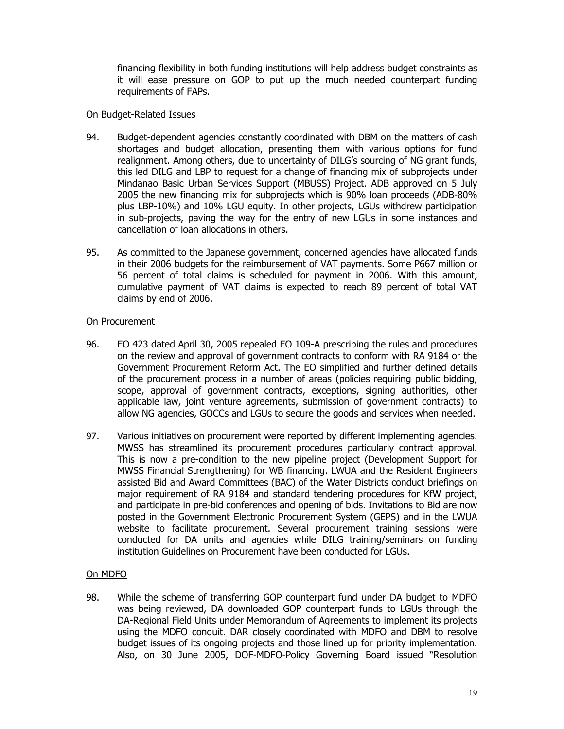financing flexibility in both funding institutions will help address budget constraints as it will ease pressure on GOP to put up the much needed counterpart funding requirements of FAPs.

On Budget-Related Issues

94. Budget-dependent agencies constantly coordinated with DBM on the matters of cash shortages and budget allocation, presenting them with various options for fund realignment. Among others, due to uncertainty of DILG's sourcing of NG grant funds, this led DILG and LBP to request for a change of financing mix of subprojects under Mindanao Basic Urban Services Support (MBUSS) Project. ADB approved on 5 July 2005 the new financing mix for subprojects which is 90% loan proceeds (ADB-80% plus LBP-10%) and 10% LGU equity. In other projects, LGUs withdrew participation in sub-projects, paving the way for the entry of new LGUs in some instances and cancellation of loan allocations in others.

95. As committed to the Japanese government, concerned agencies have allocated funds in their 2006 budgets for the reimbursement of VAT payments. Some P667 million or 56 percent of total claims is scheduled for payment in 2006. With this amount, cumulative payment of VAT claims is expected to reach 89 percent of total VAT claims by end of 2006.

On Procurement

96. EO 423 dated April 30, 2005 repealed EO 109-A prescribing the rules and procedures on the review and approval of government contracts to conform with RA 9184 or the Government Procurement Reform Act. The EO simplified and further defined details of the procurement process in a number of areas (policies requiring public bidding, scope, approval of government contracts, exceptions, signing authorities, other applicable law, joint venture agreements, submission of government contracts) to allow NG agencies, GOCCs and LGUs to secure the goods and services when needed.

97. Various initiatives on procurement were reported by different implementing agencies. MWSS has streamlined its procurement procedures particularly contract approval. This is now a pre-condition to the new pipeline project (Development Support for MWSS Financial Strengthening) for WB financing. LWUA and the Resident Engineers assisted Bid and Award Committees (BAC) of the Water Districts conduct briefings on major requirement of RA 9184 and standard tendering procedures for KfW project, and participate in pre-bid conferences and opening of bids. Invitations to Bid are now posted in the Government Electronic Procurement System (GEPS) and in the LWUA website to facilitate procurement. Several procurement training sessions were conducted for DA units and agencies while DILG training/seminars on funding institution Guidelines on Procurement have been conducted for LGUs.

On MDFO

98. While the scheme of transferring GOP counterpart fund under DA budget to MDFO was being reviewed, DA downloaded GOP counterpart funds to LGUs through the DA-Regional Field Units under Memorandum of Agreements to implement its projects using the MDFO conduit. DAR closely coordinated with MDFO and DBM to resolve budget issues of its ongoing projects and those lined up for priority implementation. Also, on 30 June 2005, DOF-MDFO-Policy Governing Board issued "Resolution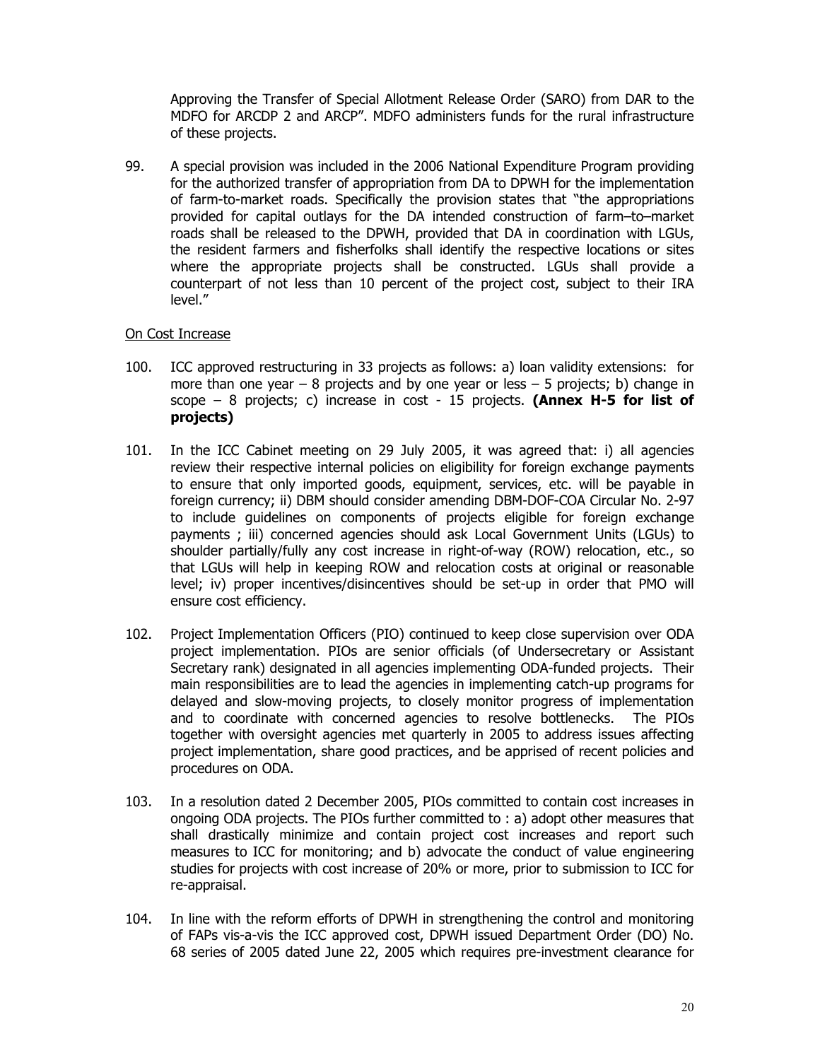Approving the Transfer of Special Allotment Release Order (SARO) from DAR to the MDFO for ARCDP 2 and ARCP". MDFO administers funds for the rural infrastructure of these projects.

99. A special provision was included in the 2006 National Expenditure Program providing for the authorized transfer of appropriation from DA to DPWH for the implementation of farm-to-market roads. Specifically the provision states that "the appropriations provided for capital outlays for the DA intended construction of farm–to–market roads shall be released to the DPWH, provided that DA in coordination with LGUs, the resident farmers and fisherfolks shall identify the respective locations or sites where the appropriate projects shall be constructed. LGUs shall provide a counterpart of not less than 10 percent of the project cost, subject to their IRA level."

<u>On Cost Increase</u>

100. ICC approved restructuring in 33 projects as follows: a) loan validity extensions: for more than one year – 8 projects and by one year or less – 5 projects; b) change in scope – 8 projects; c) increase in cost - 15 projects. **(Annex H-5 for list of projects)**

101. In the ICC Cabinet meeting on 29 July 2005, it was agreed that: i) all agencies review their respective internal policies on eligibility for foreign exchange payments to ensure that only imported goods, equipment, services, etc. will be payable in foreign currency; ii) DBM should consider amending DBM-DOF-COA Circular No. 2-97 to include guidelines on components of projects eligible for foreign exchange payments ; iii) concerned agencies should ask Local Government Units (LGUs) to shoulder partially/fully any cost increase in right-of-way (ROW) relocation, etc., so that LGUs will help in keeping ROW and relocation costs at original or reasonable level; iv) proper incentives/disincentives should be set-up in order that PMO will ensure cost efficiency.

102. Project Implementation Officers (PIO) continued to keep close supervision over ODA project implementation. PIOs are senior officials (of Undersecretary or Assistant Secretary rank) designated in all agencies implementing ODA-funded projects. Their main responsibilities are to lead the agencies in implementing catch-up programs for delayed and slow-moving projects, to closely monitor progress of implementation and to coordinate with concerned agencies to resolve bottlenecks. The PIOs together with oversight agencies met quarterly in 2005 to address issues affecting project implementation, share good practices, and be apprised of recent policies and procedures on ODA.

103. In a resolution dated 2 December 2005, PIOs committed to contain cost increases in ongoing ODA projects. The PIOs further committed to : a) adopt other measures that shall drastically minimize and contain project cost increases and report such measures to ICC for monitoring; and b) advocate the conduct of value engineering studies for projects with cost increase of 20% or more, prior to submission to ICC for re-appraisal.

104. In line with the reform efforts of DPWH in strengthening the control and monitoring of FAPs vis-a-vis the ICC approved cost, DPWH issued Department Order (DO) No. 68 series of 2005 dated June 22, 2005 which requires pre-investment clearance for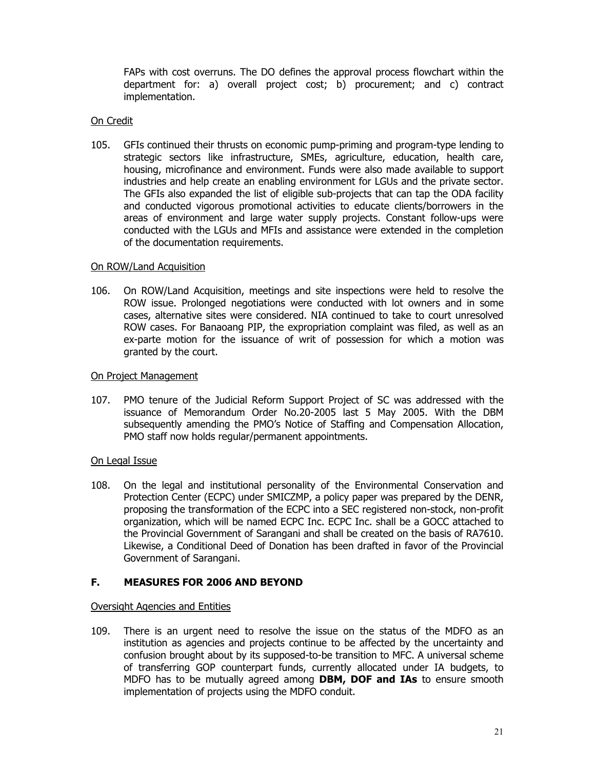FAPs with cost overruns. The DO defines the approval process flowchart within the department for: a) overall project cost; b) procurement; and c) contract implementation.

On Credit

105. GFIs continued their thrusts on economic pump-priming and program-type lending to strategic sectors like infrastructure, SMEs, agriculture, education, health care, housing, microfinance and environment. Funds were also made available to support industries and help create an enabling environment for LGUs and the private sector. The GFIs also expanded the list of eligible sub-projects that can tap the ODA facility and conducted vigorous promotional activities to educate clients/borrowers in the areas of environment and large water supply projects. Constant follow-ups were conducted with the LGUs and MFIs and assistance were extended in the completion of the documentation requirements.

On ROW/Land Acquisition

106. On ROW/Land Acquisition, meetings and site inspections were held to resolve the ROW issue. Prolonged negotiations were conducted with lot owners and in some cases, alternative sites were considered. NIA continued to take to court unresolved ROW cases. For Banaoang PIP, the expropriation complaint was filed, as well as an ex-parte motion for the issuance of writ of possession for which a motion was granted by the court.

On Project Management

107. PMO tenure of the Judicial Reform Support Project of SC was addressed with the issuance of Memorandum Order No.20-2005 last 5 May 2005. With the DBM subsequently amending the PMO's Notice of Staffing and Compensation Allocation, PMO staff now holds regular/permanent appointments.

On Legal Issue

108. On the legal and institutional personality of the Environmental Conservation and Protection Center (ECPC) under SMICZMP, a policy paper was prepared by the DENR, proposing the transformation of the ECPC into a SEC registered non-stock, non-profit organization, which will be named ECPC Inc. ECPC Inc. shall be a GOCC attached to the Provincial Government of Sarangani and shall be created on the basis of RA7610. Likewise, a Conditional Deed of Donation has been drafted in favor of the Provincial Government of Sarangani.

## F. MEASURES FOR 2006 AND BEYOND

Oversight Agencies and Entities

109. There is an urgent need to resolve the issue on the status of the MDFO as an institution as agencies and projects continue to be affected by the uncertainty and confusion brought about by its supposed-to-be transition to MFC. A universal scheme of transferring GOP counterpart funds, currently allocated under IA budgets, to MDFO has to be mutually agreed among **DBM, DOF and IAs** to ensure smooth implementation of projects using the MDFO conduit.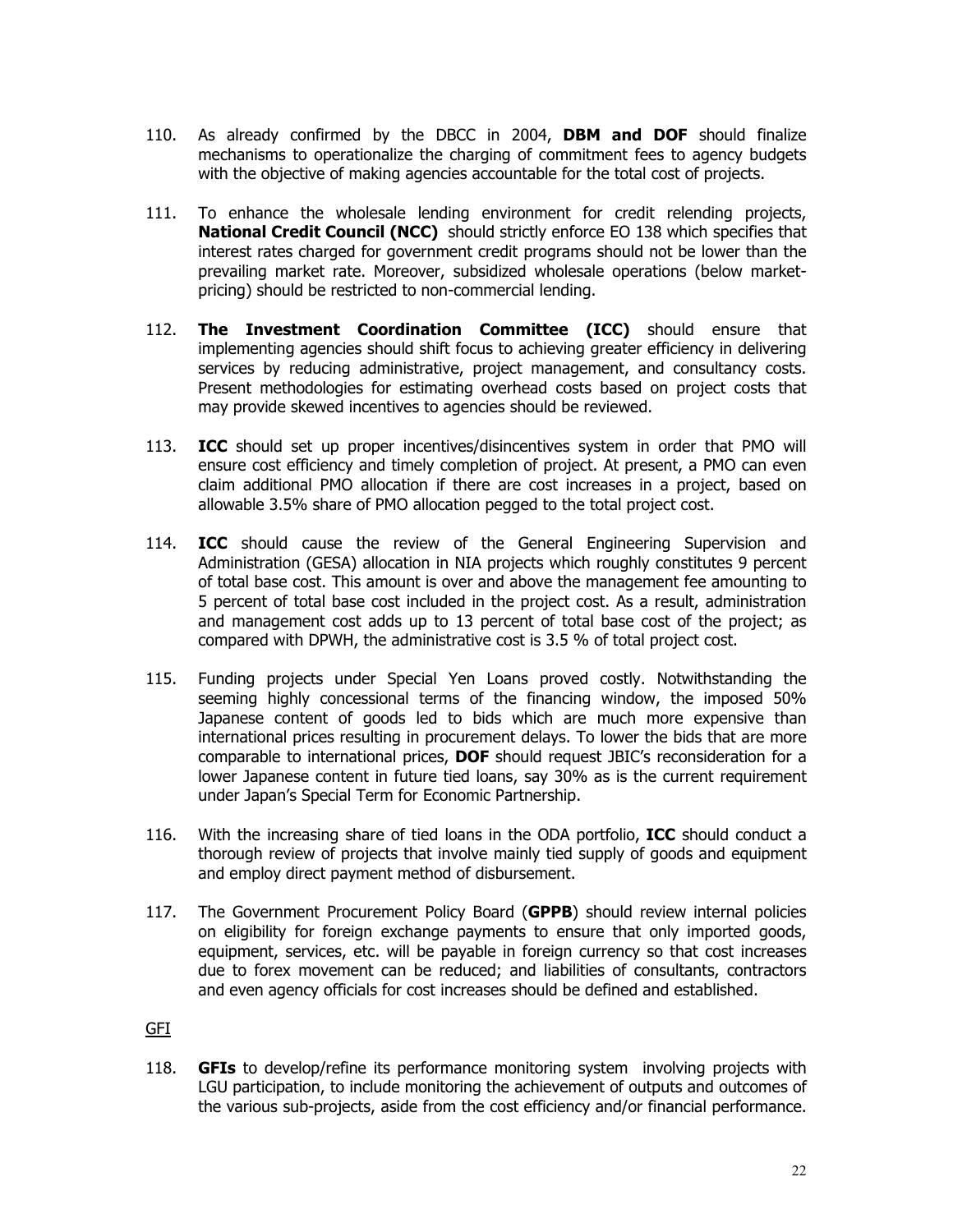110. As already confirmed by the DBCC in 2004, **DBM and DOF** should finalize mechanisms to operationalize the charging of commitment fees to agency budgets with the objective of making agencies accountable for the total cost of projects.

111. To enhance the wholesale lending environment for credit relending projects, **National Credit Council (NCC)** should strictly enforce EO 138 which specifies that interest rates charged for government credit programs should not be lower than the prevailing market rate. Moreover, subsidized wholesale operations (below market-pricing) should be restricted to non-commercial lending.

112. **The Investment Coordination Committee (ICC)** should ensure that implementing agencies should shift focus to achieving greater efficiency in delivering services by reducing administrative, project management, and consultancy costs. Present methodologies for estimating overhead costs based on project costs that may provide skewed incentives to agencies should be reviewed.

113. **ICC** should set up proper incentives/disincentives system in order that PMO will ensure cost efficiency and timely completion of project. At present, a PMO can even claim additional PMO allocation if there are cost increases in a project, based on allowable 3.5% share of PMO allocation pegged to the total project cost.

114. **ICC** should cause the review of the General Engineering Supervision and Administration (GESA) allocation in NIA projects which roughly constitutes 9 percent of total base cost. This amount is over and above the management fee amounting to 5 percent of total base cost included in the project cost. As a result, administration and management cost adds up to 13 percent of total base cost of the project; as compared with DPWH, the administrative cost is 3.5 % of total project cost.

115. Funding projects under Special Yen Loans proved costly. Notwithstanding the seeming highly concessional terms of the financing window, the imposed 50% Japanese content of goods led to bids which are much more expensive than international prices resulting in procurement delays. To lower the bids that are more comparable to international prices, **DOF** should request JBIC's reconsideration for a lower Japanese content in future tied loans, say 30% as is the current requirement under Japan's Special Term for Economic Partnership.

116. With the increasing share of tied loans in the ODA portfolio, **ICC** should conduct a thorough review of projects that involve mainly tied supply of goods and equipment and employ direct payment method of disbursement.

117. The Government Procurement Policy Board (**GPPB**) should review internal policies on eligibility for foreign exchange payments to ensure that only imported goods, equipment, services, etc. will be payable in foreign currency so that cost increases due to forex movement can be reduced; and liabilities of consultants, contractors and even agency officials for cost increases should be defined and established.

<u>GFI</u>

118. **GFIs** to develop/refine its performance monitoring system involving projects with LGU participation, to include monitoring the achievement of outputs and outcomes of the various sub-projects, aside from the cost efficiency and/or financial performance.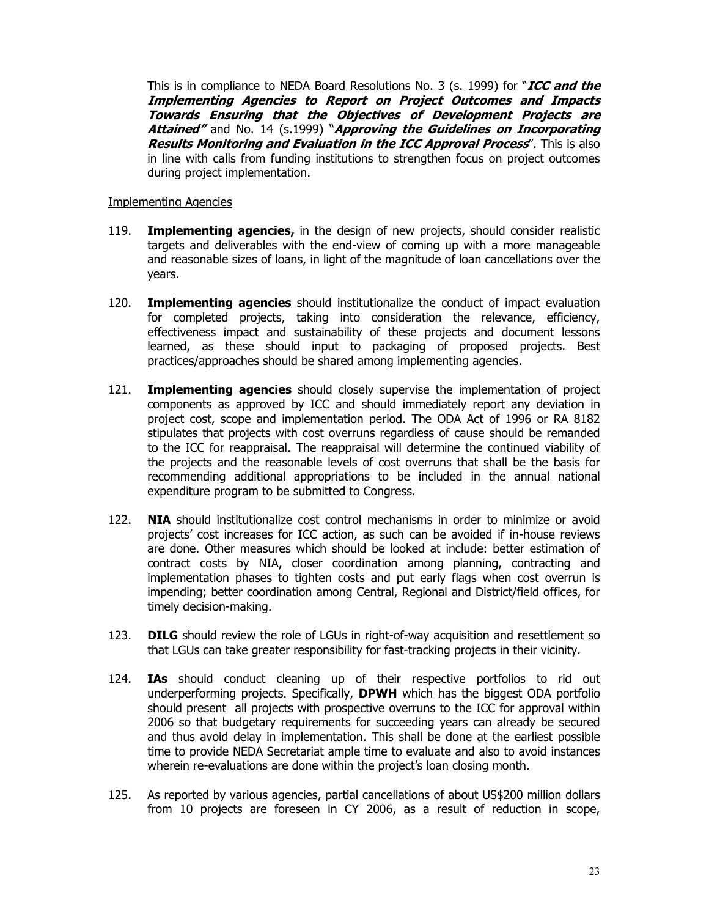This is in compliance to NEDA Board Resolutions No. 3 (s. 1999) for "***ICC and the Implementing Agencies to Report on Project Outcomes and Impacts Towards Ensuring that the Objectives of Development Projects are Attained"*** and No. 14 (s.1999) "***Approving the Guidelines on Incorporating Results Monitoring and Evaluation in the ICC Approval Process***". This is also in line with calls from funding institutions to strengthen focus on project outcomes during project implementation.

Implementing Agencies

119. **Implementing agencies,** in the design of new projects, should consider realistic targets and deliverables with the end-view of coming up with a more manageable and reasonable sizes of loans, in light of the magnitude of loan cancellations over the years.

120. **Implementing agencies** should institutionalize the conduct of impact evaluation for completed projects, taking into consideration the relevance, efficiency, effectiveness impact and sustainability of these projects and document lessons learned, as these should input to packaging of proposed projects. Best practices/approaches should be shared among implementing agencies.

121. **Implementing agencies** should closely supervise the implementation of project components as approved by ICC and should immediately report any deviation in project cost, scope and implementation period. The ODA Act of 1996 or RA 8182 stipulates that projects with cost overruns regardless of cause should be remanded to the ICC for reappraisal. The reappraisal will determine the continued viability of the projects and the reasonable levels of cost overruns that shall be the basis for recommending additional appropriations to be included in the annual national expenditure program to be submitted to Congress.

122. **NIA** should institutionalize cost control mechanisms in order to minimize or avoid projects' cost increases for ICC action, as such can be avoided if in-house reviews are done. Other measures which should be looked at include: better estimation of contract costs by NIA, closer coordination among planning, contracting and implementation phases to tighten costs and put early flags when cost overrun is impending; better coordination among Central, Regional and District/field offices, for timely decision-making.

123. **DILG** should review the role of LGUs in right-of-way acquisition and resettlement so that LGUs can take greater responsibility for fast-tracking projects in their vicinity.

124. **IAs** should conduct cleaning up of their respective portfolios to rid out underperforming projects. Specifically, **DPWH** which has the biggest ODA portfolio should present all projects with prospective overruns to the ICC for approval within 2006 so that budgetary requirements for succeeding years can already be secured and thus avoid delay in implementation. This shall be done at the earliest possible time to provide NEDA Secretariat ample time to evaluate and also to avoid instances wherein re-evaluations are done within the project's loan closing month.

125. As reported by various agencies, partial cancellations of about US$200 million dollars from 10 projects are foreseen in CY 2006, as a result of reduction in scope,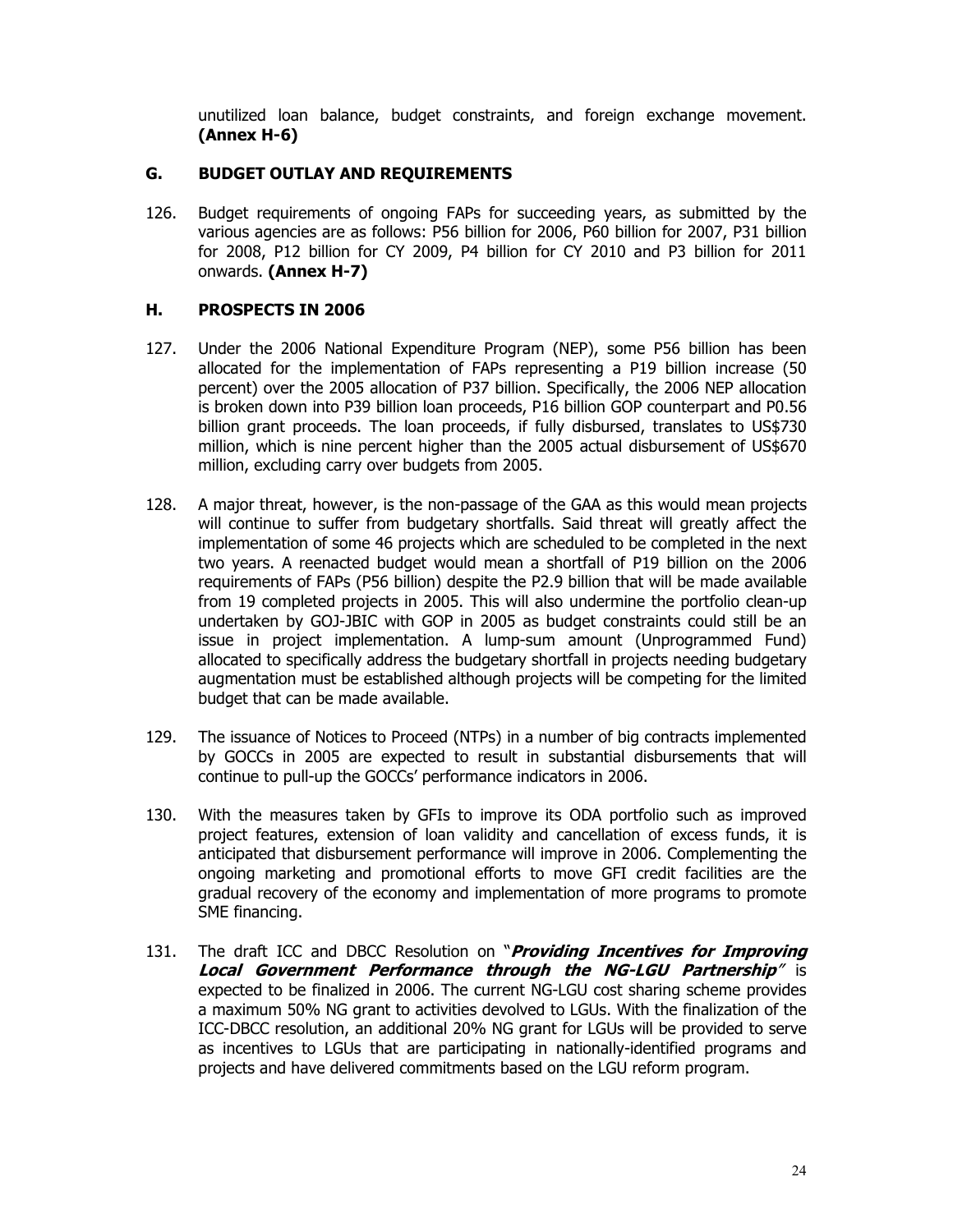unutilized loan balance, budget constraints, and foreign exchange movement. **(Annex H-6)**

## G. BUDGET OUTLAY AND REQUIREMENTS

126. Budget requirements of ongoing FAPs for succeeding years, as submitted by the various agencies are as follows: P56 billion for 2006, P60 billion for 2007, P31 billion for 2008, P12 billion for CY 2009, P4 billion for CY 2010 and P3 billion for 2011 onwards. **(Annex H-7)**

## H. PROSPECTS IN 2006

127. Under the 2006 National Expenditure Program (NEP), some P56 billion has been allocated for the implementation of FAPs representing a P19 billion increase (50 percent) over the 2005 allocation of P37 billion. Specifically, the 2006 NEP allocation is broken down into P39 billion loan proceeds, P16 billion GOP counterpart and P0.56 billion grant proceeds. The loan proceeds, if fully disbursed, translates to US$730 million, which is nine percent higher than the 2005 actual disbursement of US$670 million, excluding carry over budgets from 2005.

128. A major threat, however, is the non-passage of the GAA as this would mean projects will continue to suffer from budgetary shortfalls. Said threat will greatly affect the implementation of some 46 projects which are scheduled to be completed in the next two years. A reenacted budget would mean a shortfall of P19 billion on the 2006 requirements of FAPs (P56 billion) despite the P2.9 billion that will be made available from 19 completed projects in 2005. This will also undermine the portfolio clean-up undertaken by GOJ-JBIC with GOP in 2005 as budget constraints could still be an issue in project implementation. A lump-sum amount (Unprogrammed Fund) allocated to specifically address the budgetary shortfall in projects needing budgetary augmentation must be established although projects will be competing for the limited budget that can be made available.

129. The issuance of Notices to Proceed (NTPs) in a number of big contracts implemented by GOCCs in 2005 are expected to result in substantial disbursements that will continue to pull-up the GOCCs' performance indicators in 2006.

130. With the measures taken by GFIs to improve its ODA portfolio such as improved project features, extension of loan validity and cancellation of excess funds, it is anticipated that disbursement performance will improve in 2006. Complementing the ongoing marketing and promotional efforts to move GFI credit facilities are the gradual recovery of the economy and implementation of more programs to promote SME financing.

131. The draft ICC and DBCC Resolution on "***Providing Incentives for Improving Local Government Performance through the NG-LGU Partnership***" is expected to be finalized in 2006. The current NG-LGU cost sharing scheme provides a maximum 50% NG grant to activities devolved to LGUs. With the finalization of the ICC-DBCC resolution, an additional 20% NG grant for LGUs will be provided to serve as incentives to LGUs that are participating in nationally-identified programs and projects and have delivered commitments based on the LGU reform program.